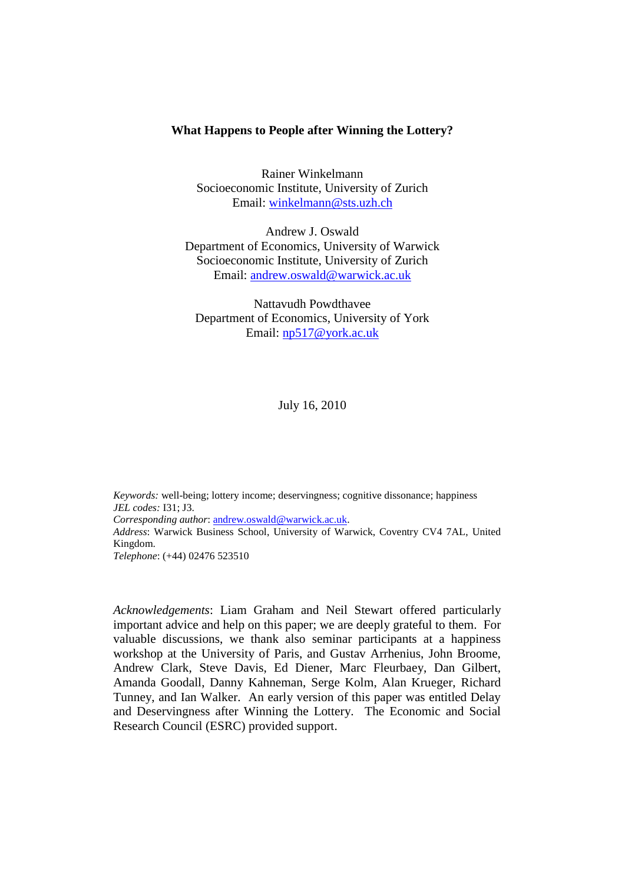# What Happens to People after Winning the Lottery?

Rainer Winkelmann
Socioeconomic Institute, University of Zurich
Email: winkelmann@sts.uzh.ch

Andrew J. Oswald
Department of Economics, University of Warwick
Socioeconomic Institute, University of Zurich
Email: andrew.oswald@warwick.ac.uk

Nattavudh Powdthavee
Department of Economics, University of York
Email: np517@york.ac.uk

July 16, 2010

*Keywords:* well-being; lottery income; deservingness; cognitive dissonance; happiness
*JEL codes:* I31; J3.
*Corresponding author*: andrew.oswald@warwick.ac.uk.
*Address*: Warwick Business School, University of Warwick, Coventry CV4 7AL, United Kingdom.
*Telephone*: (+44) 02476 523510

*Acknowledgements*: Liam Graham and Neil Stewart offered particularly important advice and help on this paper; we are deeply grateful to them. For valuable discussions, we thank also seminar participants at a happiness workshop at the University of Paris, and Gustav Arrhenius, John Broome, Andrew Clark, Steve Davis, Ed Diener, Marc Fleurbaey, Dan Gilbert, Amanda Goodall, Danny Kahneman, Serge Kolm, Alan Krueger, Richard Tunney, and Ian Walker. An early version of this paper was entitled Delay and Deservingness after Winning the Lottery. The Economic and Social Research Council (ESRC) provided support.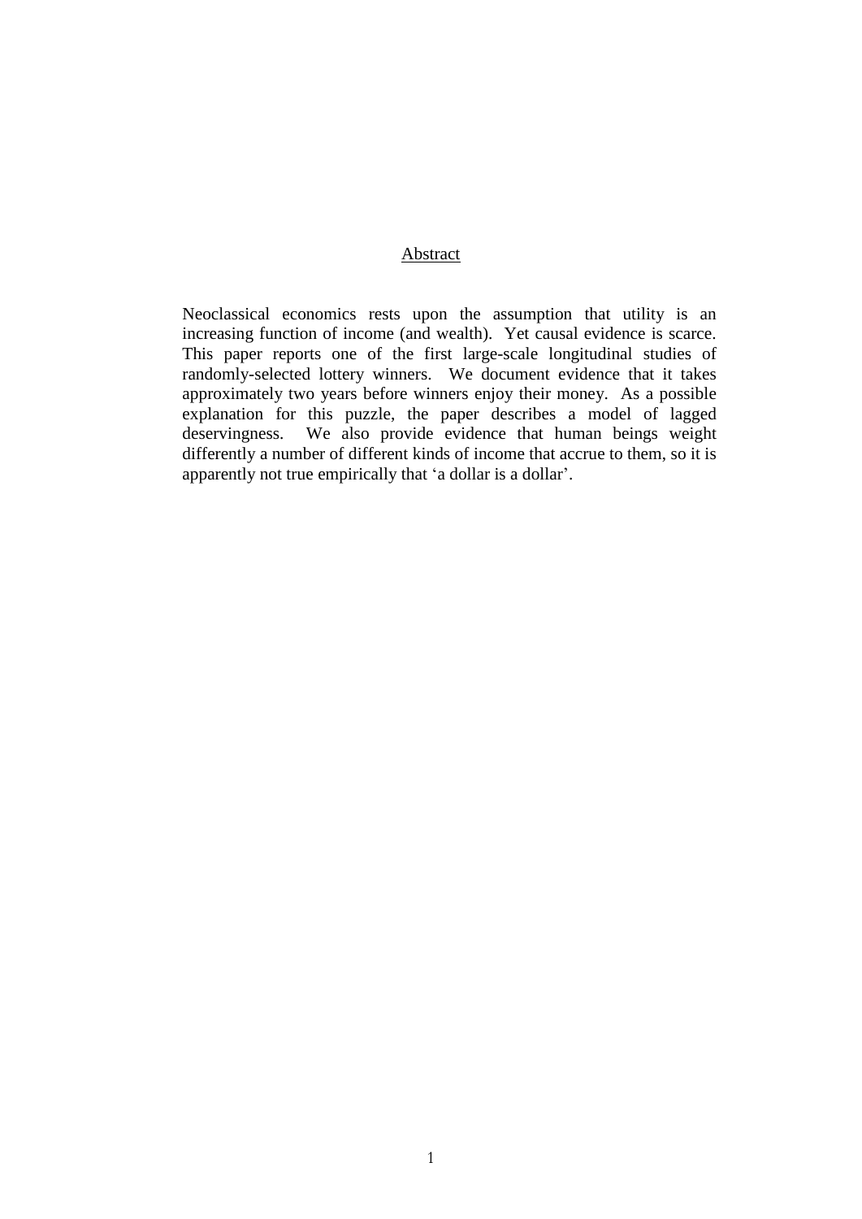## Abstract

Neoclassical economics rests upon the assumption that utility is an increasing function of income (and wealth). Yet causal evidence is scarce. This paper reports one of the first large-scale longitudinal studies of randomly-selected lottery winners. We document evidence that it takes approximately two years before winners enjoy their money. As a possible explanation for this puzzle, the paper describes a model of lagged deservingness. We also provide evidence that human beings weight differently a number of different kinds of income that accrue to them, so it is apparently not true empirically that 'a dollar is a dollar'.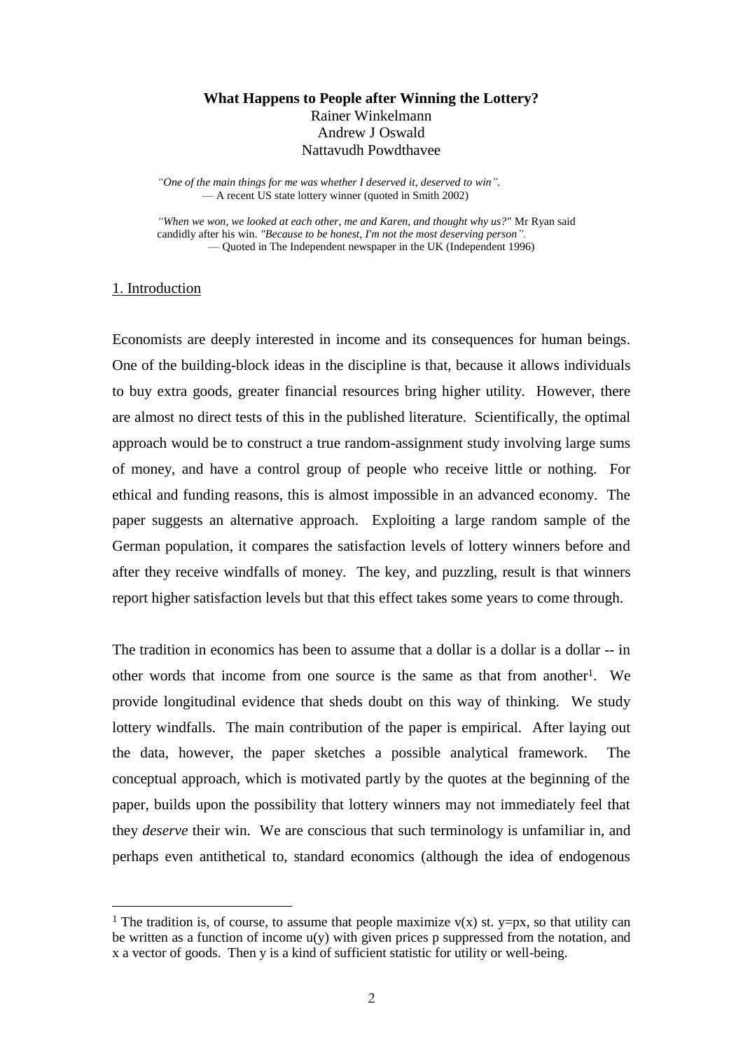**What Happens to People after Winning the Lottery?**

Rainer Winkelmann

Andrew J Oswald

Nattavudh Powdthavee

> *"One of the main things for me was whether I deserved it, deserved to win".*
> — A recent US state lottery winner (quoted in Smith 2002)

> *"When we won, we looked at each other, me and Karen, and thought why us?"* Mr Ryan said candidly after his win. *"Because to be honest, I'm not the most deserving person".*
> — Quoted in The Independent newspaper in the UK (Independent 1996)

## 1. Introduction

Economists are deeply interested in income and its consequences for human beings. One of the building-block ideas in the discipline is that, because it allows individuals to buy extra goods, greater financial resources bring higher utility. However, there are almost no direct tests of this in the published literature. Scientifically, the optimal approach would be to construct a true random-assignment study involving large sums of money, and have a control group of people who receive little or nothing. For ethical and funding reasons, this is almost impossible in an advanced economy. The paper suggests an alternative approach. Exploiting a large random sample of the German population, it compares the satisfaction levels of lottery winners before and after they receive windfalls of money. The key, and puzzling, result is that winners report higher satisfaction levels but that this effect takes some years to come through.

The tradition in economics has been to assume that a dollar is a dollar is a dollar -- in other words that income from one source is the same as that from another[1]. We provide longitudinal evidence that sheds doubt on this way of thinking. We study lottery windfalls. The main contribution of the paper is empirical. After laying out the data, however, the paper sketches a possible analytical framework. The conceptual approach, which is motivated partly by the quotes at the beginning of the paper, builds upon the possibility that lottery winners may not immediately feel that they *deserve* their win. We are conscious that such terminology is unfamiliar in, and perhaps even antithetical to, standard economics (although the idea of endogenous

[1] The tradition is, of course, to assume that people maximize $v(x)$ st. $y=px$, so that utility can be written as a function of income $u(y)$ with given prices p suppressed from the notation, and x a vector of goods. Then y is a kind of sufficient statistic for utility or well-being.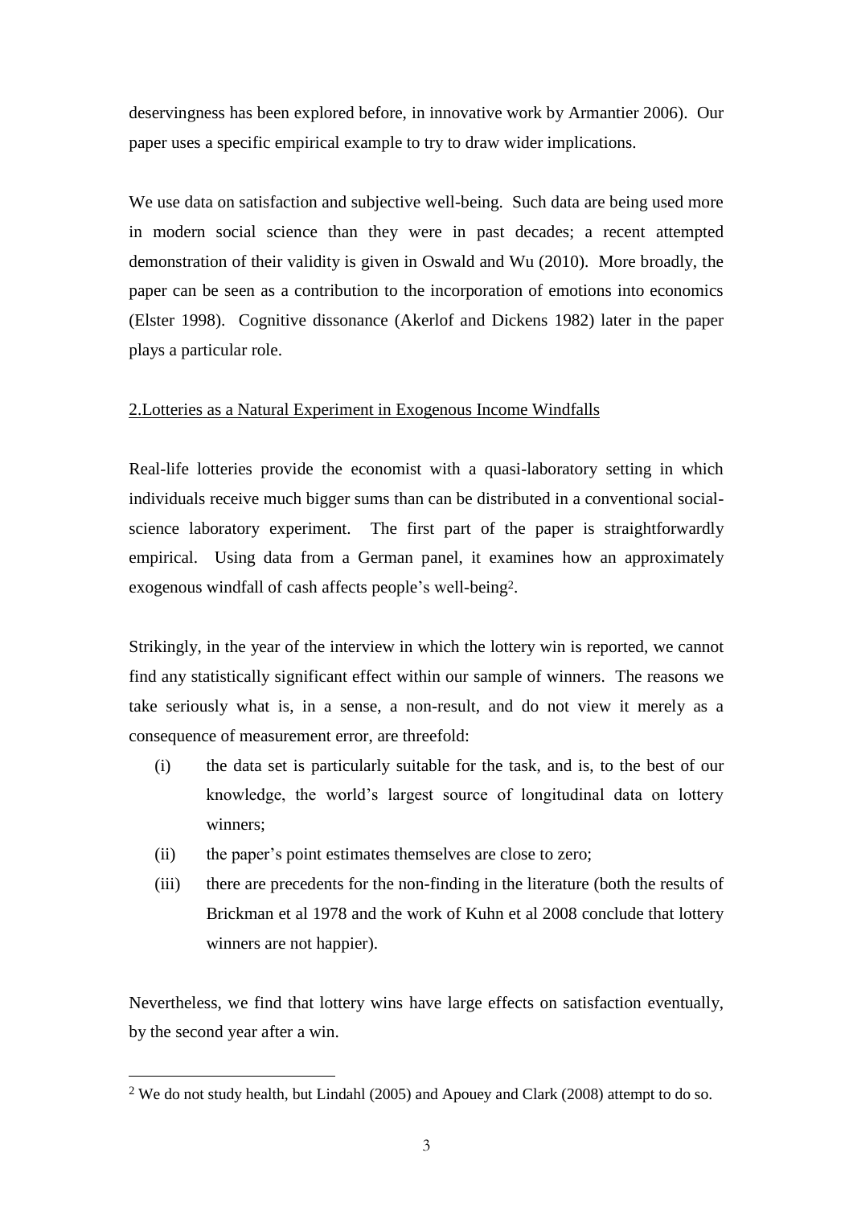deservingness has been explored before, in innovative work by Armantier 2006). Our paper uses a specific empirical example to try to draw wider implications.

We use data on satisfaction and subjective well-being. Such data are being used more in modern social science than they were in past decades; a recent attempted demonstration of their validity is given in Oswald and Wu (2010). More broadly, the paper can be seen as a contribution to the incorporation of emotions into economics (Elster 1998). Cognitive dissonance (Akerlof and Dickens 1982) later in the paper plays a particular role.

## 2. Lotteries as a Natural Experiment in Exogenous Income Windfalls

Real-life lotteries provide the economist with a quasi-laboratory setting in which individuals receive much bigger sums than can be distributed in a conventional social-science laboratory experiment. The first part of the paper is straightforwardly empirical. Using data from a German panel, it examines how an approximately exogenous windfall of cash affects people's well-being[2].

Strikingly, in the year of the interview in which the lottery win is reported, we cannot find any statistically significant effect within our sample of winners. The reasons we take seriously what is, in a sense, a non-result, and do not view it merely as a consequence of measurement error, are threefold:

(i) the data set is particularly suitable for the task, and is, to the best of our knowledge, the world's largest source of longitudinal data on lottery winners;

(ii) the paper's point estimates themselves are close to zero;

(iii) there are precedents for the non-finding in the literature (both the results of Brickman et al 1978 and the work of Kuhn et al 2008 conclude that lottery winners are not happier).

Nevertheless, we find that lottery wins have large effects on satisfaction eventually, by the second year after a win.

[2] We do not study health, but Lindahl (2005) and Apouey and Clark (2008) attempt to do so.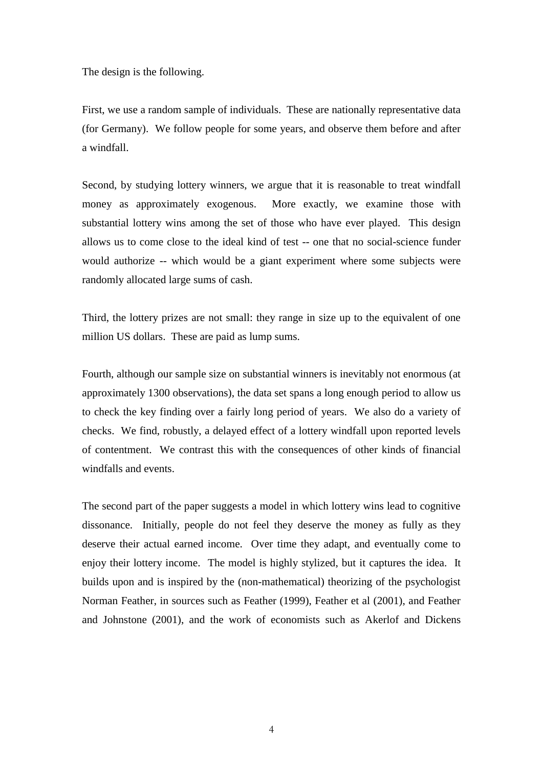The design is the following.

First, we use a random sample of individuals. These are nationally representative data (for Germany). We follow people for some years, and observe them before and after a windfall.

Second, by studying lottery winners, we argue that it is reasonable to treat windfall money as approximately exogenous. More exactly, we examine those with substantial lottery wins among the set of those who have ever played. This design allows us to come close to the ideal kind of test -- one that no social-science funder would authorize -- which would be a giant experiment where some subjects were randomly allocated large sums of cash.

Third, the lottery prizes are not small: they range in size up to the equivalent of one million US dollars. These are paid as lump sums.

Fourth, although our sample size on substantial winners is inevitably not enormous (at approximately 1300 observations), the data set spans a long enough period to allow us to check the key finding over a fairly long period of years. We also do a variety of checks. We find, robustly, a delayed effect of a lottery windfall upon reported levels of contentment. We contrast this with the consequences of other kinds of financial windfalls and events.

The second part of the paper suggests a model in which lottery wins lead to cognitive dissonance. Initially, people do not feel they deserve the money as fully as they deserve their actual earned income. Over time they adapt, and eventually come to enjoy their lottery income. The model is highly stylized, but it captures the idea. It builds upon and is inspired by the (non-mathematical) theorizing of the psychologist Norman Feather, in sources such as Feather (1999), Feather et al (2001), and Feather and Johnstone (2001), and the work of economists such as Akerlof and Dickens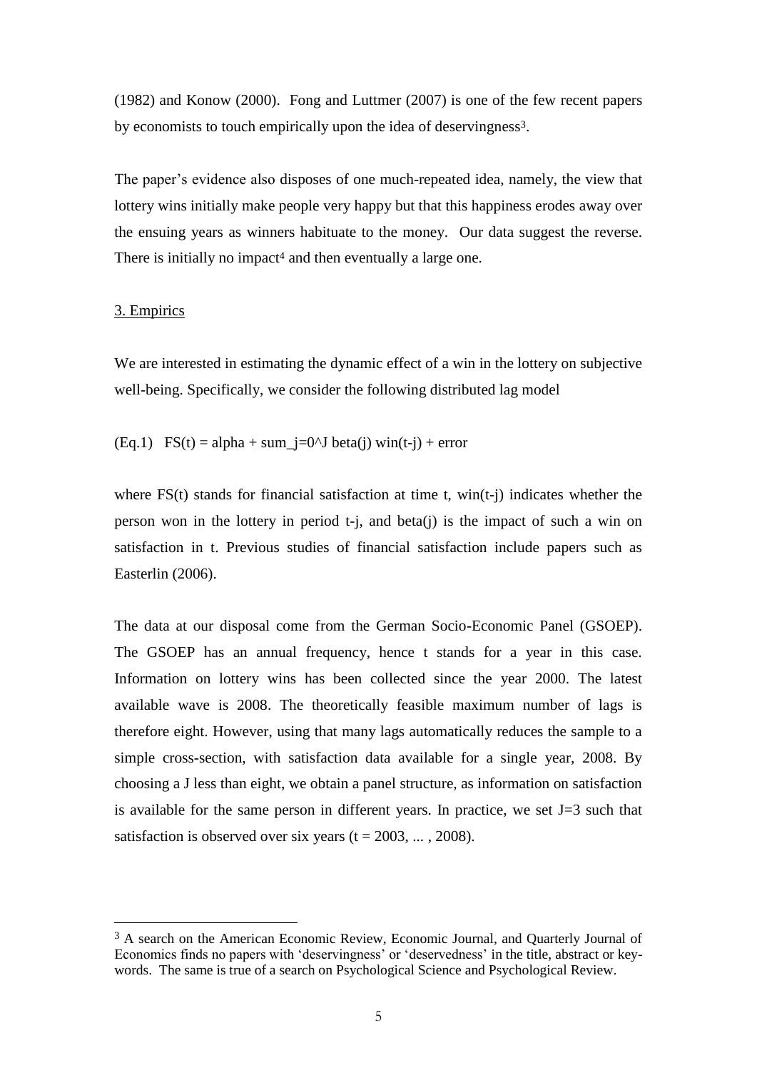(1982) and Konow (2000). Fong and Luttmer (2007) is one of the few recent papers by economists to touch empirically upon the idea of deservingness[3].

The paper's evidence also disposes of one much-repeated idea, namely, the view that lottery wins initially make people very happy but that this happiness erodes away over the ensuing years as winners habituate to the money. Our data suggest the reverse. There is initially no impact[4] and then eventually a large one.

## 3. Empirics

We are interested in estimating the dynamic effect of a win in the lottery on subjective well-being. Specifically, we consider the following distributed lag model

(Eq.1) $FS(t) = \alpha + \sum_{j=0}^{J} \beta(j)\, win(t-j) + error$

where $FS(t)$ stands for financial satisfaction at time t, $win(t-j)$ indicates whether the person won in the lottery in period t-j, and $\beta(j)$ is the impact of such a win on satisfaction in t. Previous studies of financial satisfaction include papers such as Easterlin (2006).

The data at our disposal come from the German Socio-Economic Panel (GSOEP). The GSOEP has an annual frequency, hence t stands for a year in this case. Information on lottery wins has been collected since the year 2000. The latest available wave is 2008. The theoretically feasible maximum number of lags is therefore eight. However, using that many lags automatically reduces the sample to a simple cross-section, with satisfaction data available for a single year, 2008. By choosing a J less than eight, we obtain a panel structure, as information on satisfaction is available for the same person in different years. In practice, we set J=3 such that satisfaction is observed over six years (t = 2003, ... , 2008).

---

[3] A search on the American Economic Review, Economic Journal, and Quarterly Journal of Economics finds no papers with 'deservingness' or 'deservedness' in the title, abstract or key-words. The same is true of a search on Psychological Science and Psychological Review.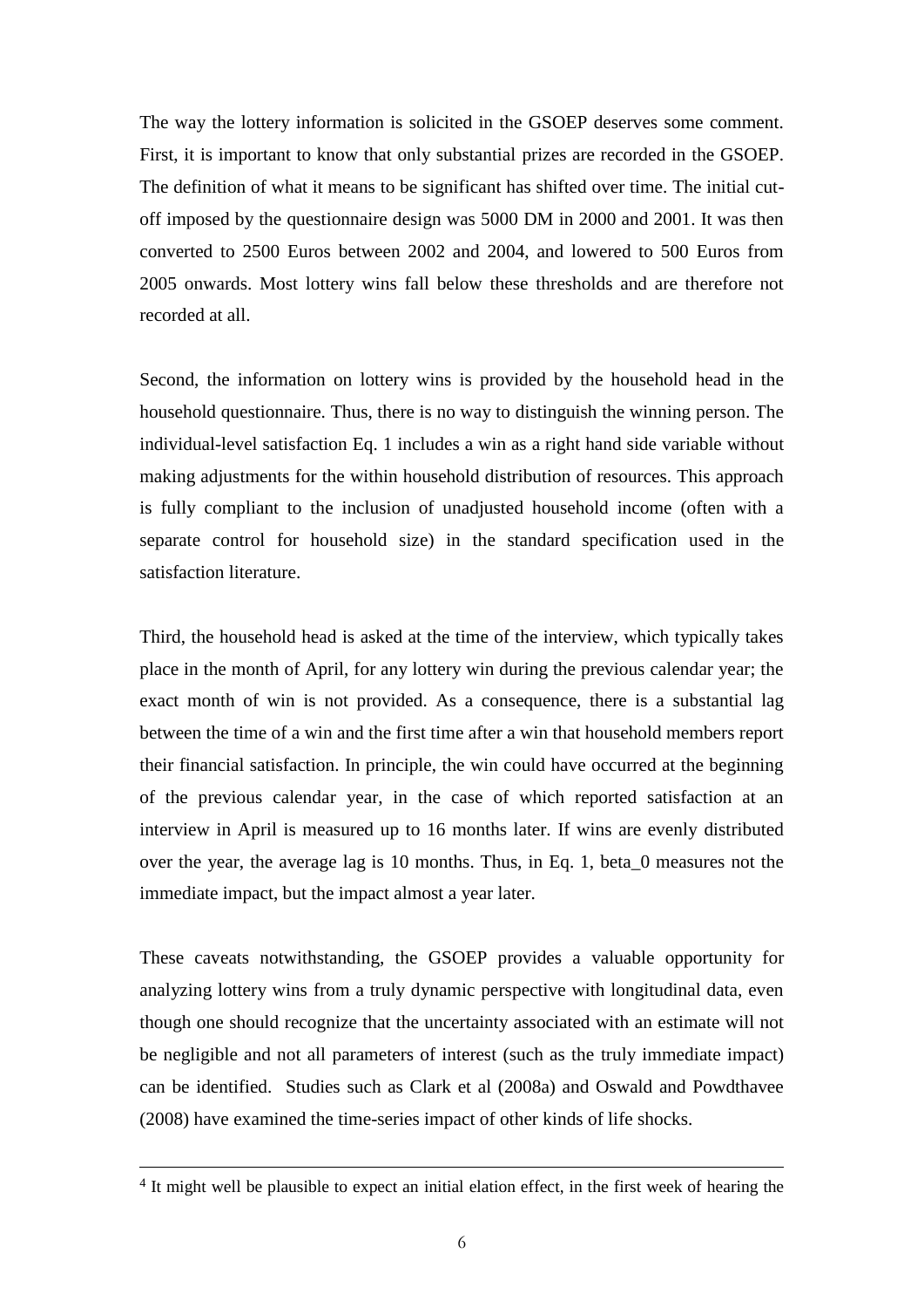The way the lottery information is solicited in the GSOEP deserves some comment. First, it is important to know that only substantial prizes are recorded in the GSOEP. The definition of what it means to be significant has shifted over time. The initial cut-off imposed by the questionnaire design was 5000 DM in 2000 and 2001. It was then converted to 2500 Euros between 2002 and 2004, and lowered to 500 Euros from 2005 onwards. Most lottery wins fall below these thresholds and are therefore not recorded at all.

Second, the information on lottery wins is provided by the household head in the household questionnaire. Thus, there is no way to distinguish the winning person. The individual-level satisfaction Eq. 1 includes a win as a right hand side variable without making adjustments for the within household distribution of resources. This approach is fully compliant to the inclusion of unadjusted household income (often with a separate control for household size) in the standard specification used in the satisfaction literature.

Third, the household head is asked at the time of the interview, which typically takes place in the month of April, for any lottery win during the previous calendar year; the exact month of win is not provided. As a consequence, there is a substantial lag between the time of a win and the first time after a win that household members report their financial satisfaction. In principle, the win could have occurred at the beginning of the previous calendar year, in the case of which reported satisfaction at an interview in April is measured up to 16 months later. If wins are evenly distributed over the year, the average lag is 10 months. Thus, in Eq. 1, beta_0 measures not the immediate impact, but the impact almost a year later.

These caveats notwithstanding, the GSOEP provides a valuable opportunity for analyzing lottery wins from a truly dynamic perspective with longitudinal data, even though one should recognize that the uncertainty associated with an estimate will not be negligible and not all parameters of interest (such as the truly immediate impact) can be identified. Studies such as Clark et al (2008a) and Oswald and Powdthavee (2008) have examined the time-series impact of other kinds of life shocks.

[4] It might well be plausible to expect an initial elation effect, in the first week of hearing the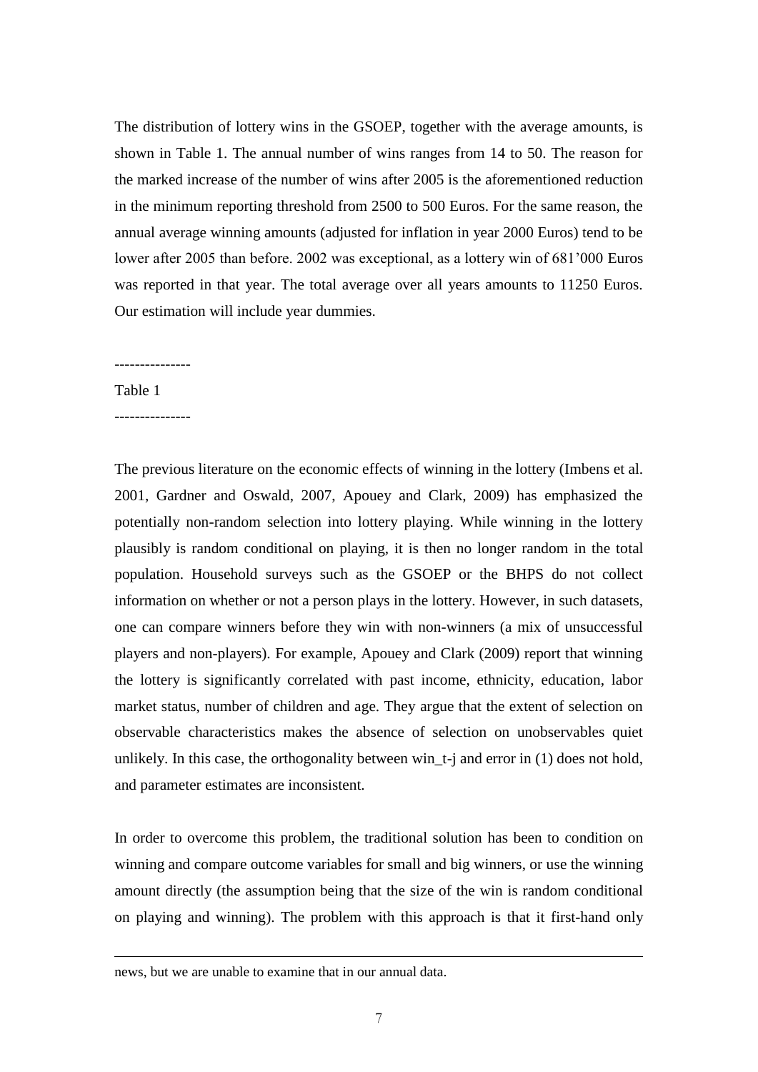The distribution of lottery wins in the GSOEP, together with the average amounts, is shown in Table 1. The annual number of wins ranges from 14 to 50. The reason for the marked increase of the number of wins after 2005 is the aforementioned reduction in the minimum reporting threshold from 2500 to 500 Euros. For the same reason, the annual average winning amounts (adjusted for inflation in year 2000 Euros) tend to be lower after 2005 than before. 2002 was exceptional, as a lottery win of 681'000 Euros was reported in that year. The total average over all years amounts to 11250 Euros. Our estimation will include year dummies.

---------------

Table 1

---------------

The previous literature on the economic effects of winning in the lottery (Imbens et al. 2001, Gardner and Oswald, 2007, Apouey and Clark, 2009) has emphasized the potentially non-random selection into lottery playing. While winning in the lottery plausibly is random conditional on playing, it is then no longer random in the total population. Household surveys such as the GSOEP or the BHPS do not collect information on whether or not a person plays in the lottery. However, in such datasets, one can compare winners before they win with non-winners (a mix of unsuccessful players and non-players). For example, Apouey and Clark (2009) report that winning the lottery is significantly correlated with past income, ethnicity, education, labor market status, number of children and age. They argue that the extent of selection on observable characteristics makes the absence of selection on unobservables quiet unlikely. In this case, the orthogonality between win_t-j and error in (1) does not hold, and parameter estimates are inconsistent.

In order to overcome this problem, the traditional solution has been to condition on winning and compare outcome variables for small and big winners, or use the winning amount directly (the assumption being that the size of the win is random conditional on playing and winning). The problem with this approach is that it first-hand only

news, but we are unable to examine that in our annual data.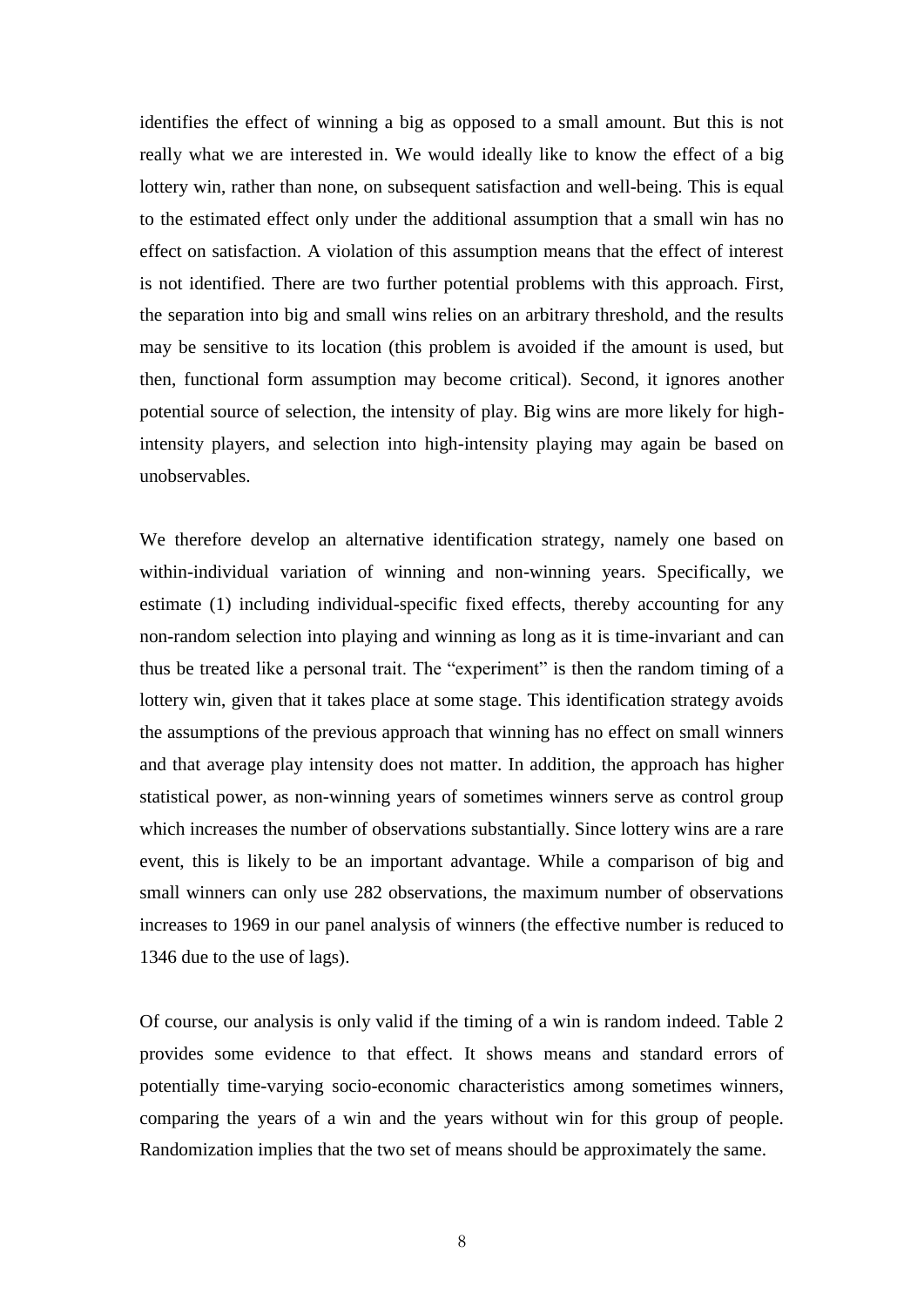identifies the effect of winning a big as opposed to a small amount. But this is not really what we are interested in. We would ideally like to know the effect of a big lottery win, rather than none, on subsequent satisfaction and well-being. This is equal to the estimated effect only under the additional assumption that a small win has no effect on satisfaction. A violation of this assumption means that the effect of interest is not identified. There are two further potential problems with this approach. First, the separation into big and small wins relies on an arbitrary threshold, and the results may be sensitive to its location (this problem is avoided if the amount is used, but then, functional form assumption may become critical). Second, it ignores another potential source of selection, the intensity of play. Big wins are more likely for high-intensity players, and selection into high-intensity playing may again be based on unobservables.

We therefore develop an alternative identification strategy, namely one based on within-individual variation of winning and non-winning years. Specifically, we estimate (1) including individual-specific fixed effects, thereby accounting for any non-random selection into playing and winning as long as it is time-invariant and can thus be treated like a personal trait. The "experiment" is then the random timing of a lottery win, given that it takes place at some stage. This identification strategy avoids the assumptions of the previous approach that winning has no effect on small winners and that average play intensity does not matter. In addition, the approach has higher statistical power, as non-winning years of sometimes winners serve as control group which increases the number of observations substantially. Since lottery wins are a rare event, this is likely to be an important advantage. While a comparison of big and small winners can only use 282 observations, the maximum number of observations increases to 1969 in our panel analysis of winners (the effective number is reduced to 1346 due to the use of lags).

Of course, our analysis is only valid if the timing of a win is random indeed. Table 2 provides some evidence to that effect. It shows means and standard errors of potentially time-varying socio-economic characteristics among sometimes winners, comparing the years of a win and the years without win for this group of people. Randomization implies that the two set of means should be approximately the same.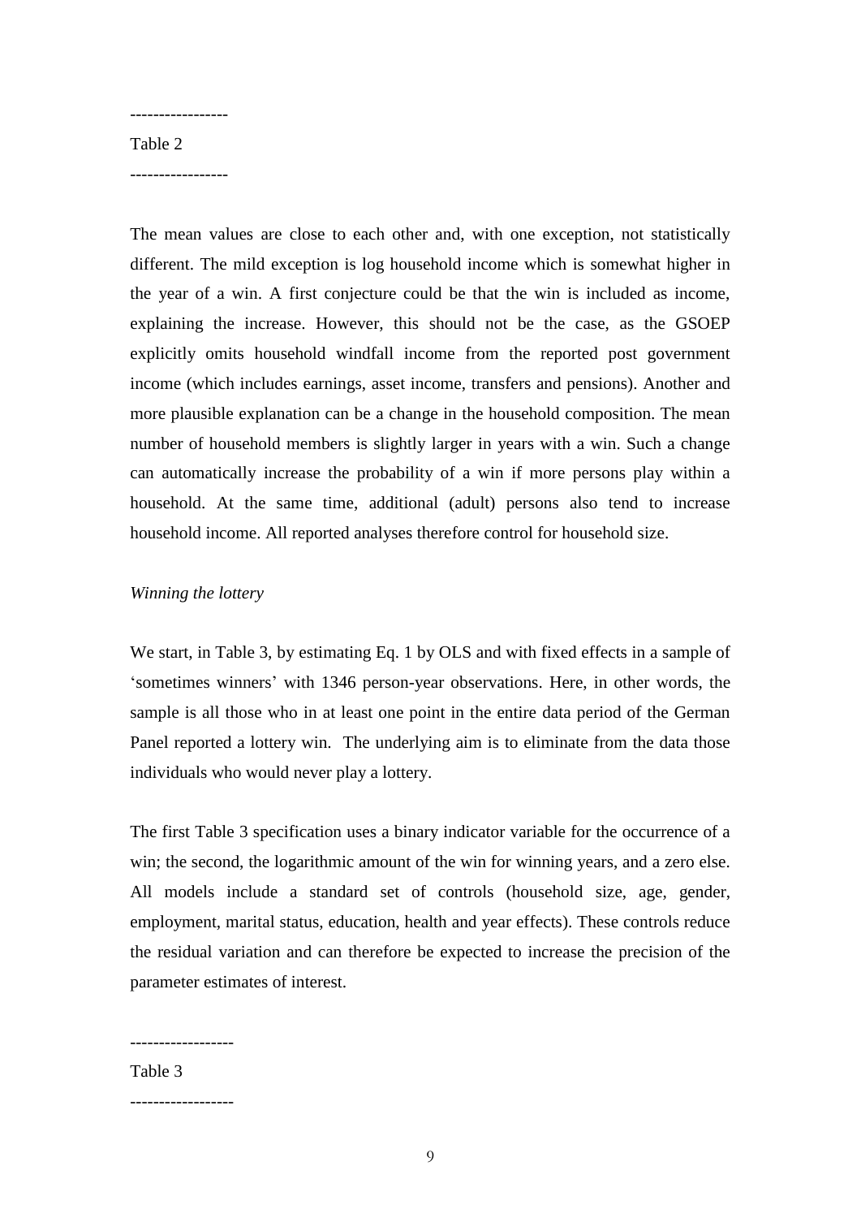-----------------

Table 2

-----------------

The mean values are close to each other and, with one exception, not statistically different. The mild exception is log household income which is somewhat higher in the year of a win. A first conjecture could be that the win is included as income, explaining the increase. However, this should not be the case, as the GSOEP explicitly omits household windfall income from the reported post government income (which includes earnings, asset income, transfers and pensions). Another and more plausible explanation can be a change in the household composition. The mean number of household members is slightly larger in years with a win. Such a change can automatically increase the probability of a win if more persons play within a household. At the same time, additional (adult) persons also tend to increase household income. All reported analyses therefore control for household size.

*Winning the lottery*

We start, in Table 3, by estimating Eq. 1 by OLS and with fixed effects in a sample of 'sometimes winners' with 1346 person-year observations. Here, in other words, the sample is all those who in at least one point in the entire data period of the German Panel reported a lottery win. The underlying aim is to eliminate from the data those individuals who would never play a lottery.

The first Table 3 specification uses a binary indicator variable for the occurrence of a win; the second, the logarithmic amount of the win for winning years, and a zero else. All models include a standard set of controls (household size, age, gender, employment, marital status, education, health and year effects). These controls reduce the residual variation and can therefore be expected to increase the precision of the parameter estimates of interest.

------------------

Table 3

------------------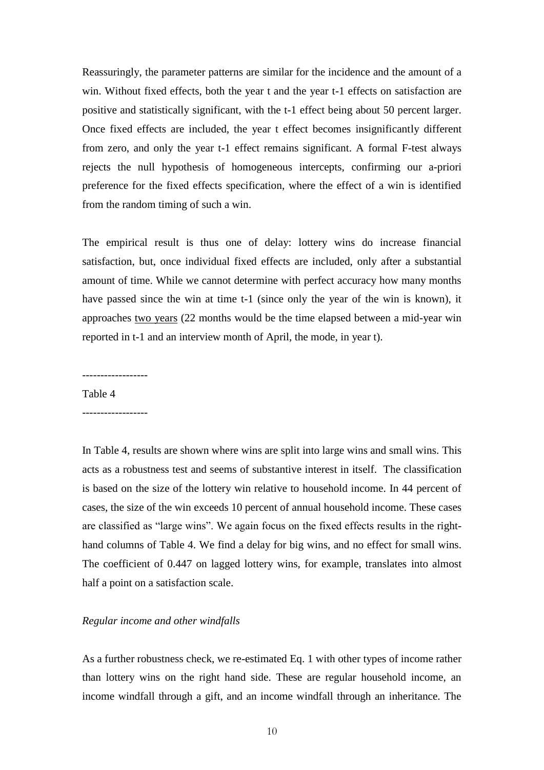Reassuringly, the parameter patterns are similar for the incidence and the amount of a win. Without fixed effects, both the year t and the year t-1 effects on satisfaction are positive and statistically significant, with the t-1 effect being about 50 percent larger. Once fixed effects are included, the year t effect becomes insignificantly different from zero, and only the year t-1 effect remains significant. A formal F-test always rejects the null hypothesis of homogeneous intercepts, confirming our a-priori preference for the fixed effects specification, where the effect of a win is identified from the random timing of such a win.

The empirical result is thus one of delay: lottery wins do increase financial satisfaction, but, once individual fixed effects are included, only after a substantial amount of time. While we cannot determine with perfect accuracy how many months have passed since the win at time t-1 (since only the year of the win is known), it approaches <u>two years</u> (22 months would be the time elapsed between a mid-year win reported in t-1 and an interview month of April, the mode, in year t).

------------------

Table 4

------------------

In Table 4, results are shown where wins are split into large wins and small wins. This acts as a robustness test and seems of substantive interest in itself. The classification is based on the size of the lottery win relative to household income. In 44 percent of cases, the size of the win exceeds 10 percent of annual household income. These cases are classified as "large wins". We again focus on the fixed effects results in the right-hand columns of Table 4. We find a delay for big wins, and no effect for small wins. The coefficient of 0.447 on lagged lottery wins, for example, translates into almost half a point on a satisfaction scale.

*Regular income and other windfalls*

As a further robustness check, we re-estimated Eq. 1 with other types of income rather than lottery wins on the right hand side. These are regular household income, an income windfall through a gift, and an income windfall through an inheritance. The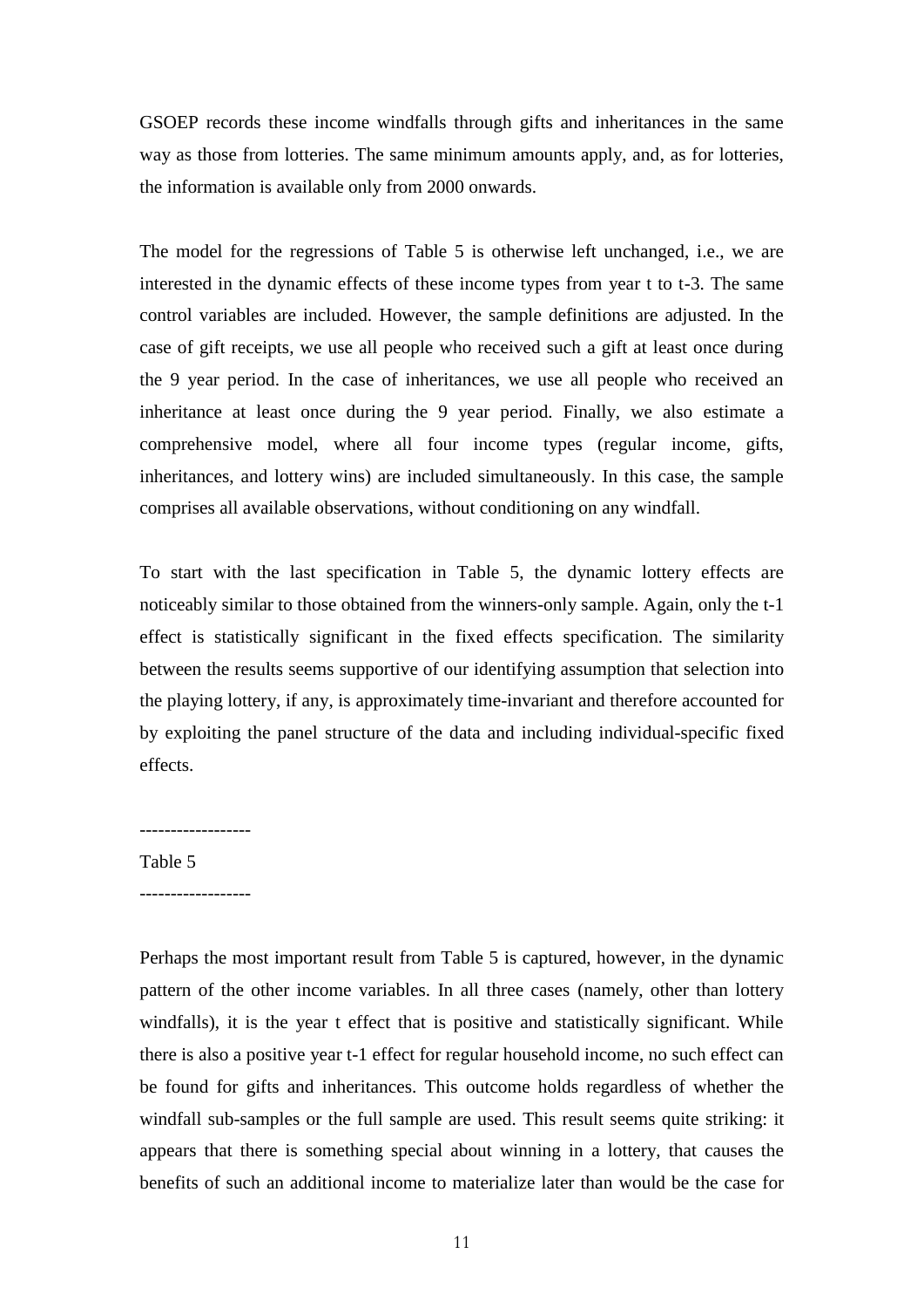GSOEP records these income windfalls through gifts and inheritances in the same way as those from lotteries. The same minimum amounts apply, and, as for lotteries, the information is available only from 2000 onwards.

The model for the regressions of Table 5 is otherwise left unchanged, i.e., we are interested in the dynamic effects of these income types from year t to t-3. The same control variables are included. However, the sample definitions are adjusted. In the case of gift receipts, we use all people who received such a gift at least once during the 9 year period. In the case of inheritances, we use all people who received an inheritance at least once during the 9 year period. Finally, we also estimate a comprehensive model, where all four income types (regular income, gifts, inheritances, and lottery wins) are included simultaneously. In this case, the sample comprises all available observations, without conditioning on any windfall.

To start with the last specification in Table 5, the dynamic lottery effects are noticeably similar to those obtained from the winners-only sample. Again, only the t-1 effect is statistically significant in the fixed effects specification. The similarity between the results seems supportive of our identifying assumption that selection into the playing lottery, if any, is approximately time-invariant and therefore accounted for by exploiting the panel structure of the data and including individual-specific fixed effects.

------------------

Table 5

------------------

Perhaps the most important result from Table 5 is captured, however, in the dynamic pattern of the other income variables. In all three cases (namely, other than lottery windfalls), it is the year t effect that is positive and statistically significant. While there is also a positive year t-1 effect for regular household income, no such effect can be found for gifts and inheritances. This outcome holds regardless of whether the windfall sub-samples or the full sample are used. This result seems quite striking: it appears that there is something special about winning in a lottery, that causes the benefits of such an additional income to materialize later than would be the case for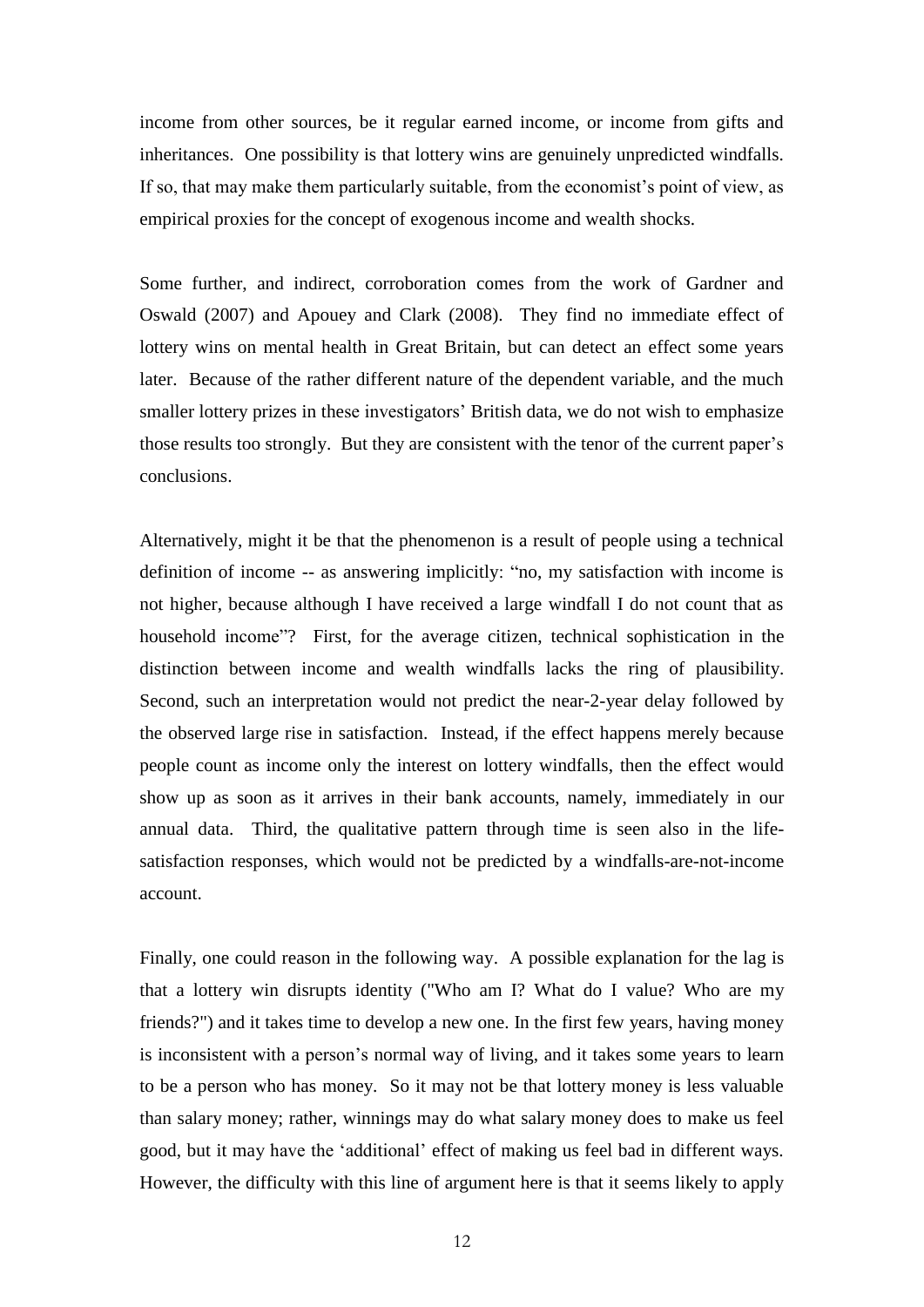income from other sources, be it regular earned income, or income from gifts and inheritances. One possibility is that lottery wins are genuinely unpredicted windfalls. If so, that may make them particularly suitable, from the economist's point of view, as empirical proxies for the concept of exogenous income and wealth shocks.

Some further, and indirect, corroboration comes from the work of Gardner and Oswald (2007) and Apouey and Clark (2008). They find no immediate effect of lottery wins on mental health in Great Britain, but can detect an effect some years later. Because of the rather different nature of the dependent variable, and the much smaller lottery prizes in these investigators' British data, we do not wish to emphasize those results too strongly. But they are consistent with the tenor of the current paper's conclusions.

Alternatively, might it be that the phenomenon is a result of people using a technical definition of income -- as answering implicitly: "no, my satisfaction with income is not higher, because although I have received a large windfall I do not count that as household income"? First, for the average citizen, technical sophistication in the distinction between income and wealth windfalls lacks the ring of plausibility. Second, such an interpretation would not predict the near-2-year delay followed by the observed large rise in satisfaction. Instead, if the effect happens merely because people count as income only the interest on lottery windfalls, then the effect would show up as soon as it arrives in their bank accounts, namely, immediately in our annual data. Third, the qualitative pattern through time is seen also in the life-satisfaction responses, which would not be predicted by a windfalls-are-not-income account.

Finally, one could reason in the following way. A possible explanation for the lag is that a lottery win disrupts identity ("Who am I? What do I value? Who are my friends?") and it takes time to develop a new one. In the first few years, having money is inconsistent with a person's normal way of living, and it takes some years to learn to be a person who has money. So it may not be that lottery money is less valuable than salary money; rather, winnings may do what salary money does to make us feel good, but it may have the 'additional' effect of making us feel bad in different ways. However, the difficulty with this line of argument here is that it seems likely to apply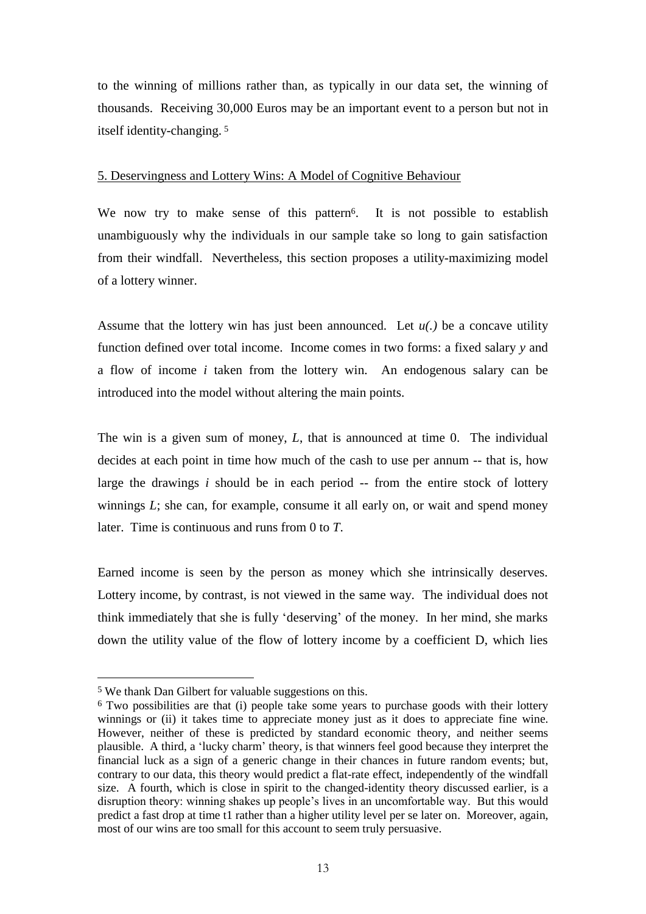to the winning of millions rather than, as typically in our data set, the winning of thousands. Receiving 30,000 Euros may be an important event to a person but not in itself identity-changing. [5]

## 5. Deservingness and Lottery Wins: A Model of Cognitive Behaviour

We now try to make sense of this pattern[6]. It is not possible to establish unambiguously why the individuals in our sample take so long to gain satisfaction from their windfall. Nevertheless, this section proposes a utility-maximizing model of a lottery winner.

Assume that the lottery win has just been announced. Let $u(.)$ be a concave utility function defined over total income. Income comes in two forms: a fixed salary $y$ and a flow of income $i$ taken from the lottery win. An endogenous salary can be introduced into the model without altering the main points.

The win is a given sum of money, $L$, that is announced at time 0. The individual decides at each point in time how much of the cash to use per annum -- that is, how large the drawings $i$ should be in each period -- from the entire stock of lottery winnings $L$; she can, for example, consume it all early on, or wait and spend money later. Time is continuous and runs from 0 to $T$.

Earned income is seen by the person as money which she intrinsically deserves. Lottery income, by contrast, is not viewed in the same way. The individual does not think immediately that she is fully 'deserving' of the money. In her mind, she marks down the utility value of the flow of lottery income by a coefficient D, which lies

---

[5] We thank Dan Gilbert for valuable suggestions on this.

[6] Two possibilities are that (i) people take some years to purchase goods with their lottery winnings or (ii) it takes time to appreciate money just as it does to appreciate fine wine. However, neither of these is predicted by standard economic theory, and neither seems plausible. A third, a 'lucky charm' theory, is that winners feel good because they interpret the financial luck as a sign of a generic change in their chances in future random events; but, contrary to our data, this theory would predict a flat-rate effect, independently of the windfall size. A fourth, which is close in spirit to the changed-identity theory discussed earlier, is a disruption theory: winning shakes up people's lives in an uncomfortable way. But this would predict a fast drop at time t1 rather than a higher utility level per se later on. Moreover, again, most of our wins are too small for this account to seem truly persuasive.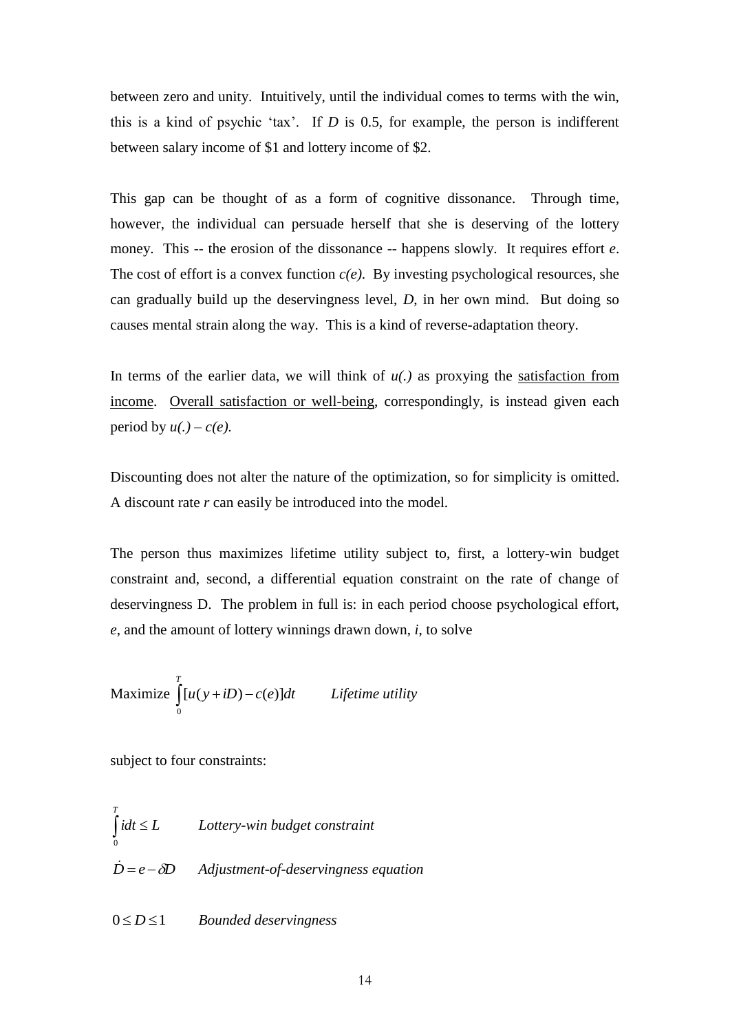between zero and unity. Intuitively, until the individual comes to terms with the win, this is a kind of psychic 'tax'. If $D$ is 0.5, for example, the person is indifferent between salary income of \$1 and lottery income of \$2.

This gap can be thought of as a form of cognitive dissonance. Through time, however, the individual can persuade herself that she is deserving of the lottery money. This -- the erosion of the dissonance -- happens slowly. It requires effort $e$. The cost of effort is a convex function $c(e)$. By investing psychological resources, she can gradually build up the deservingness level, $D$, in her own mind. But doing so causes mental strain along the way. This is a kind of reverse-adaptation theory.

In terms of the earlier data, we will think of $u(.)$ as proxying the <u>satisfaction from income</u>. <u>Overall satisfaction or well-being</u>, correspondingly, is instead given each period by $u(.) - c(e)$.

Discounting does not alter the nature of the optimization, so for simplicity is omitted. A discount rate $r$ can easily be introduced into the model.

The person thus maximizes lifetime utility subject to, first, a lottery-win budget constraint and, second, a differential equation constraint on the rate of change of deservingness D. The problem in full is: in each period choose psychological effort, $e$, and the amount of lottery winnings drawn down, $i$, to solve

$$\text{Maximize } \int_0^T [u(y + iD) - c(e)]dt \qquad \textit{Lifetime utility}$$

subject to four constraints:

$$\int_0^T i dt \leq L \qquad \textit{Lottery-win budget constraint}$$

$$\dot{D} = e - \delta D \qquad \textit{Adjustment-of-deservingness equation}$$

$$0 \leq D \leq 1 \qquad \textit{Bounded deservingness}$$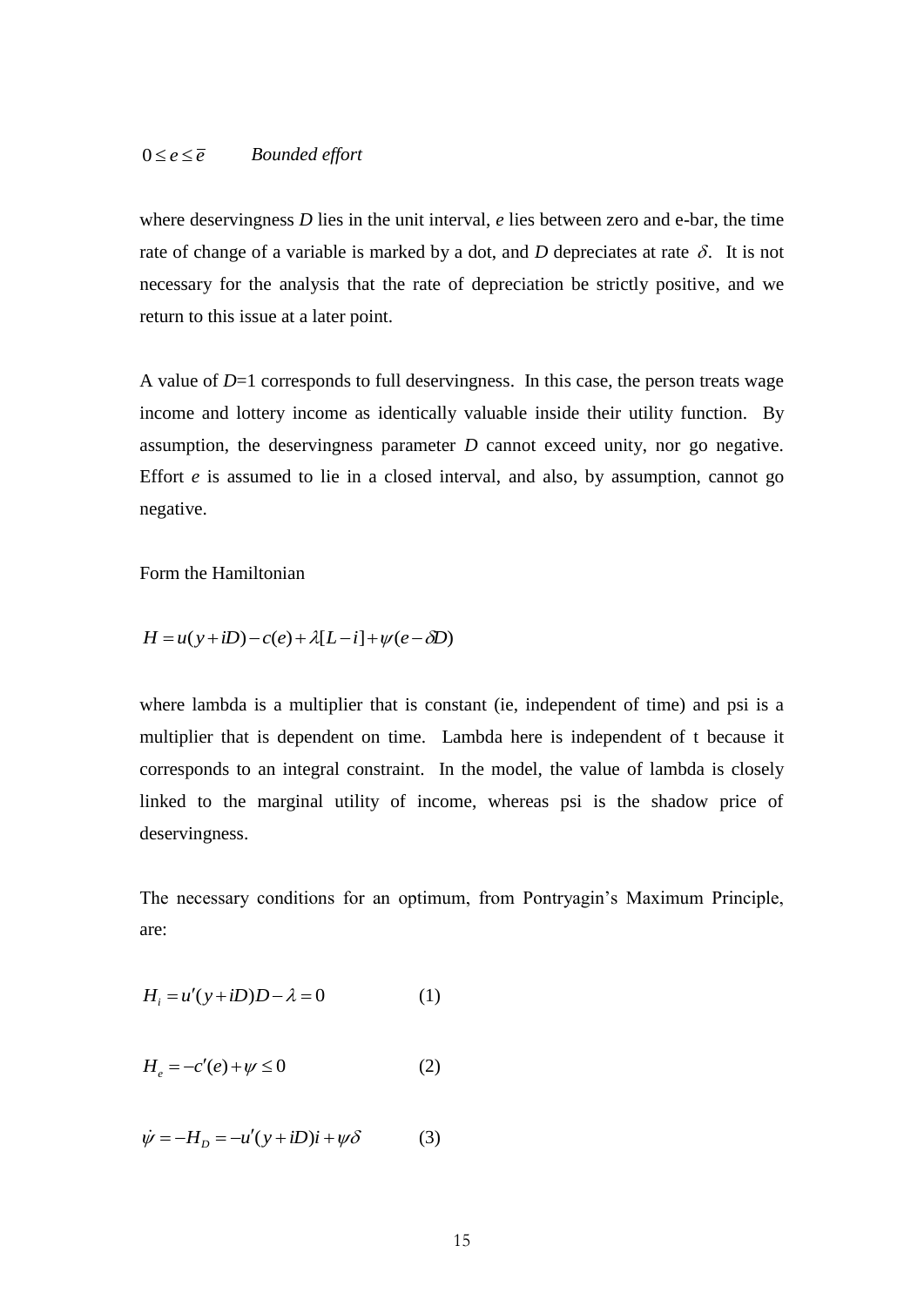$0 \le e \le \bar{e}$ *Bounded effort*

where deservingness $D$ lies in the unit interval, $e$ lies between zero and e-bar, the time rate of change of a variable is marked by a dot, and $D$ depreciates at rate $\delta$. It is not necessary for the analysis that the rate of depreciation be strictly positive, and we return to this issue at a later point.

A value of $D$=1 corresponds to full deservingness. In this case, the person treats wage income and lottery income as identically valuable inside their utility function. By assumption, the deservingness parameter $D$ cannot exceed unity, nor go negative. Effort $e$ is assumed to lie in a closed interval, and also, by assumption, cannot go negative.

Form the Hamiltonian

$$H = u(y + iD) - c(e) + \lambda[L - i] + \psi(e - \delta D)$$

where lambda is a multiplier that is constant (ie, independent of time) and psi is a multiplier that is dependent on time. Lambda here is independent of t because it corresponds to an integral constraint. In the model, the value of lambda is closely linked to the marginal utility of income, whereas psi is the shadow price of deservingness.

The necessary conditions for an optimum, from Pontryagin's Maximum Principle, are:

$$H_i = u'(y + iD)D - \lambda = 0 \qquad (1)$$

$$H_e = -c'(e) + \psi \le 0 \qquad (2)$$

$$\dot{\psi} = -H_D = -u'(y + iD)i + \psi\delta \qquad (3)$$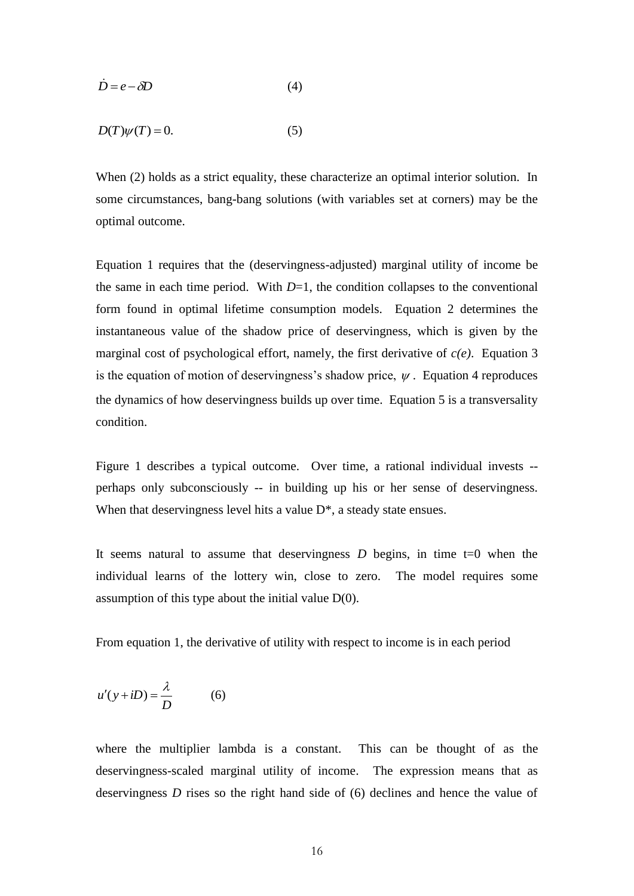$$\dot{D} = e - \delta D \qquad (4)$$

$$D(T)\psi(T) = 0. \qquad (5)$$

When (2) holds as a strict equality, these characterize an optimal interior solution. In some circumstances, bang-bang solutions (with variables set at corners) may be the optimal outcome.

Equation 1 requires that the (deservingness-adjusted) marginal utility of income be the same in each time period. With $D$=1, the condition collapses to the conventional form found in optimal lifetime consumption models. Equation 2 determines the instantaneous value of the shadow price of deservingness, which is given by the marginal cost of psychological effort, namely, the first derivative of *c(e)*. Equation 3 is the equation of motion of deservingness's shadow price, $\psi$. Equation 4 reproduces the dynamics of how deservingness builds up over time. Equation 5 is a transversality condition.

Figure 1 describes a typical outcome. Over time, a rational individual invests -- perhaps only subconsciously -- in building up his or her sense of deservingness. When that deservingness level hits a value D*, a steady state ensues.

It seems natural to assume that deservingness $D$ begins, in time t=0 when the individual learns of the lottery win, close to zero. The model requires some assumption of this type about the initial value D(0).

From equation 1, the derivative of utility with respect to income is in each period

$$u'(y + iD) = \frac{\lambda}{D} \qquad (6)$$

where the multiplier lambda is a constant. This can be thought of as the deservingness-scaled marginal utility of income. The expression means that as deservingness $D$ rises so the right hand side of (6) declines and hence the value of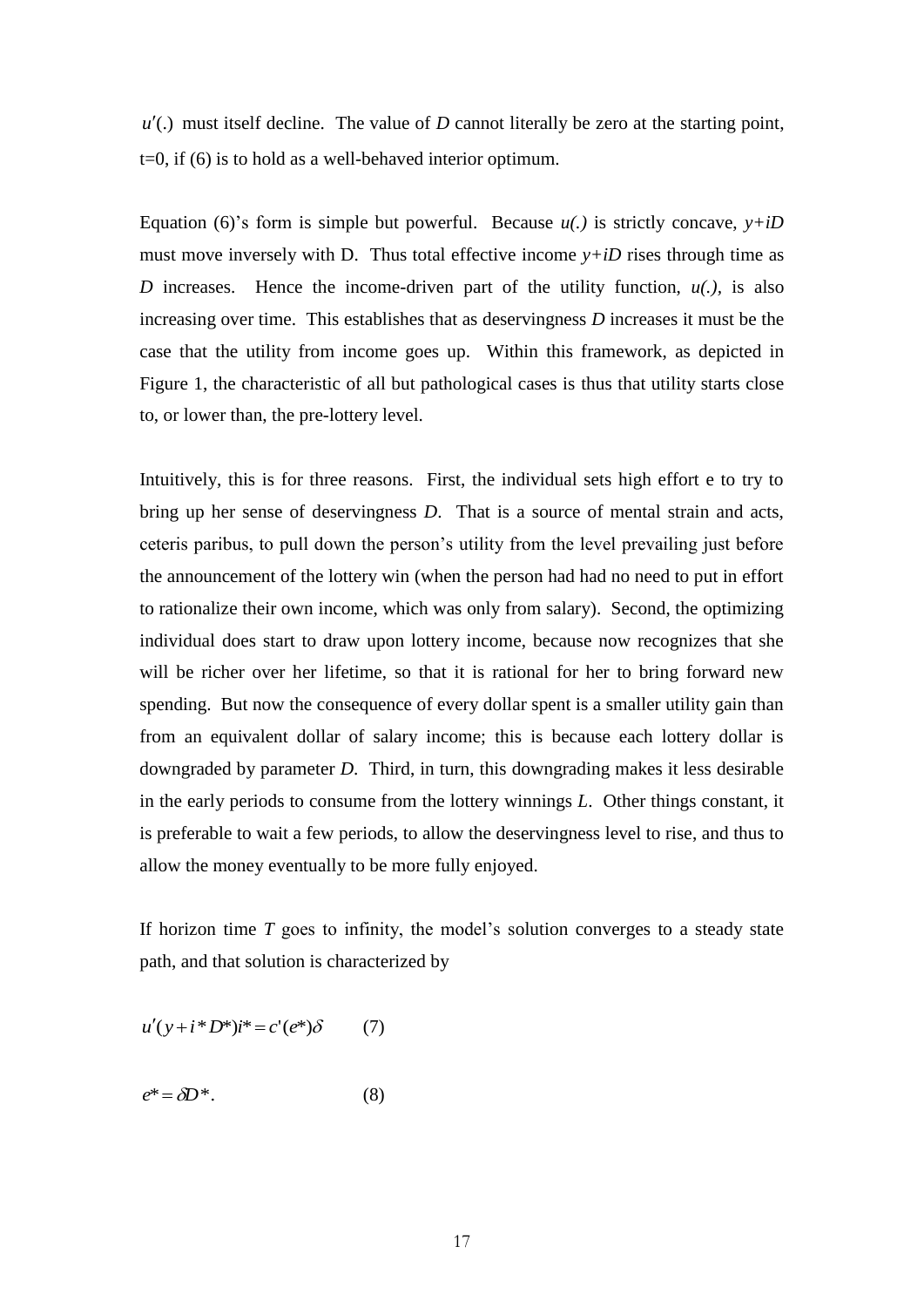$u'(.)$ must itself decline. The value of *D* cannot literally be zero at the starting point, t=0, if (6) is to hold as a well-behaved interior optimum.

Equation (6)'s form is simple but powerful. Because *u(.)* is strictly concave, $y+iD$ must move inversely with D. Thus total effective income $y+iD$ rises through time as *D* increases. Hence the income-driven part of the utility function, *u(.)*, is also increasing over time. This establishes that as deservingness *D* increases it must be the case that the utility from income goes up. Within this framework, as depicted in Figure 1, the characteristic of all but pathological cases is thus that utility starts close to, or lower than, the pre-lottery level.

Intuitively, this is for three reasons. First, the individual sets high effort e to try to bring up her sense of deservingness *D*. That is a source of mental strain and acts, ceteris paribus, to pull down the person's utility from the level prevailing just before the announcement of the lottery win (when the person had had no need to put in effort to rationalize their own income, which was only from salary). Second, the optimizing individual does start to draw upon lottery income, because now recognizes that she will be richer over her lifetime, so that it is rational for her to bring forward new spending. But now the consequence of every dollar spent is a smaller utility gain than from an equivalent dollar of salary income; this is because each lottery dollar is downgraded by parameter *D*. Third, in turn, this downgrading makes it less desirable in the early periods to consume from the lottery winnings *L*. Other things constant, it is preferable to wait a few periods, to allow the deservingness level to rise, and thus to allow the money eventually to be more fully enjoyed.

If horizon time *T* goes to infinity, the model's solution converges to a steady state path, and that solution is characterized by

$$u'(y+i^*D^*)i^* = c'(e^*)\delta \qquad (7)$$

$$e^* = \delta D^*. \qquad (8)$$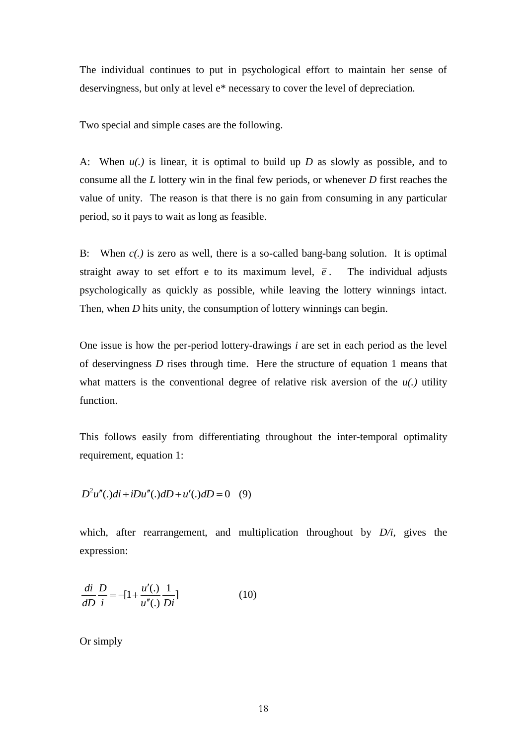The individual continues to put in psychological effort to maintain her sense of deservingness, but only at level e* necessary to cover the level of depreciation.

Two special and simple cases are the following.

A: When *u(.)* is linear, it is optimal to build up *D* as slowly as possible, and to consume all the *L* lottery win in the final few periods, or whenever *D* first reaches the value of unity. The reason is that there is no gain from consuming in any particular period, so it pays to wait as long as feasible.

B: When *c(.)* is zero as well, there is a so-called bang-bang solution. It is optimal straight away to set effort e to its maximum level, $\bar{e}$. The individual adjusts psychologically as quickly as possible, while leaving the lottery winnings intact. Then, when *D* hits unity, the consumption of lottery winnings can begin.

One issue is how the per-period lottery-drawings *i* are set in each period as the level of deservingness *D* rises through time. Here the structure of equation 1 means that what matters is the conventional degree of relative risk aversion of the *u(.)* utility function.

This follows easily from differentiating throughout the inter-temporal optimality requirement, equation 1:

$$D^2 u''(.)di + iDu''(.)dD + u'(.)dD = 0 \quad (9)$$

which, after rearrangement, and multiplication throughout by *D/i*, gives the expression:

$$\frac{di}{dD}\frac{D}{i} = -[1 + \frac{u'(.)}{u''(.)}\frac{1}{Di}] \qquad (10)$$

Or simply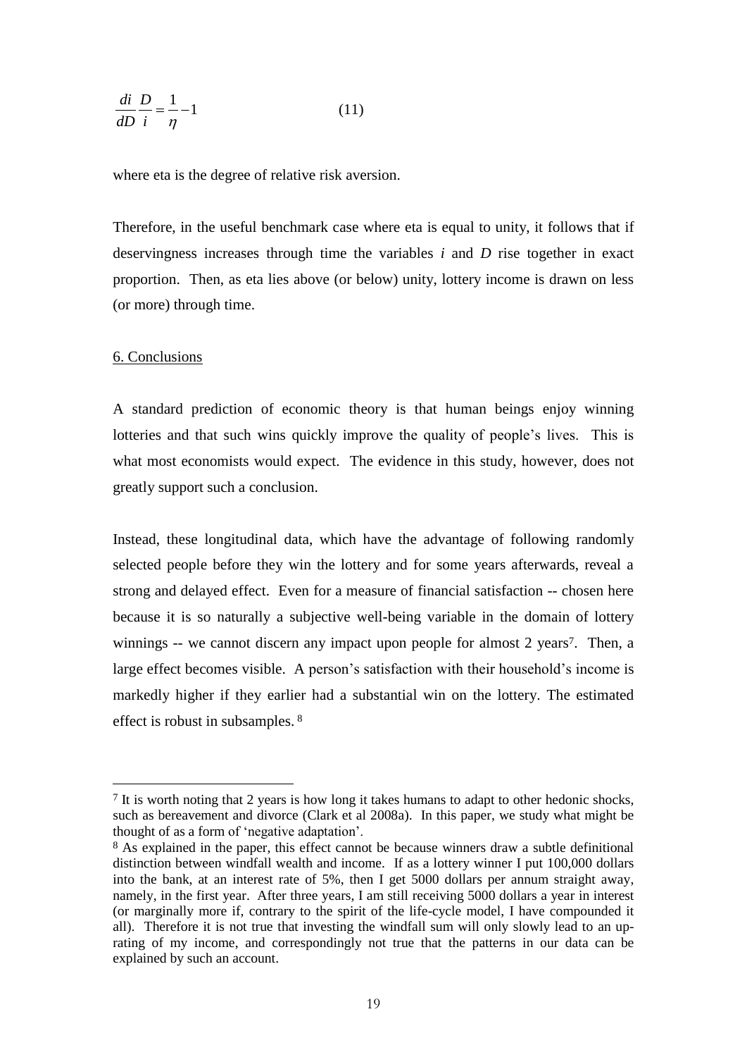$$\frac{di}{dD}\frac{D}{i} = \frac{1}{\eta} - 1 \qquad (11)$$

where eta is the degree of relative risk aversion.

Therefore, in the useful benchmark case where eta is equal to unity, it follows that if deservingness increases through time the variables *i* and *D* rise together in exact proportion. Then, as eta lies above (or below) unity, lottery income is drawn on less (or more) through time.

## 6. Conclusions

A standard prediction of economic theory is that human beings enjoy winning lotteries and that such wins quickly improve the quality of people's lives. This is what most economists would expect. The evidence in this study, however, does not greatly support such a conclusion.

Instead, these longitudinal data, which have the advantage of following randomly selected people before they win the lottery and for some years afterwards, reveal a strong and delayed effect. Even for a measure of financial satisfaction -- chosen here because it is so naturally a subjective well-being variable in the domain of lottery winnings -- we cannot discern any impact upon people for almost 2 years[7]. Then, a large effect becomes visible. A person's satisfaction with their household's income is markedly higher if they earlier had a substantial win on the lottery. The estimated effect is robust in subsamples. [8]

---

[7] It is worth noting that 2 years is how long it takes humans to adapt to other hedonic shocks, such as bereavement and divorce (Clark et al 2008a). In this paper, we study what might be thought of as a form of 'negative adaptation'.

[8] As explained in the paper, this effect cannot be because winners draw a subtle definitional distinction between windfall wealth and income. If as a lottery winner I put 100,000 dollars into the bank, at an interest rate of 5%, then I get 5000 dollars per annum straight away, namely, in the first year. After three years, I am still receiving 5000 dollars a year in interest (or marginally more if, contrary to the spirit of the life-cycle model, I have compounded it all). Therefore it is not true that investing the windfall sum will only slowly lead to an up-rating of my income, and correspondingly not true that the patterns in our data can be explained by such an account.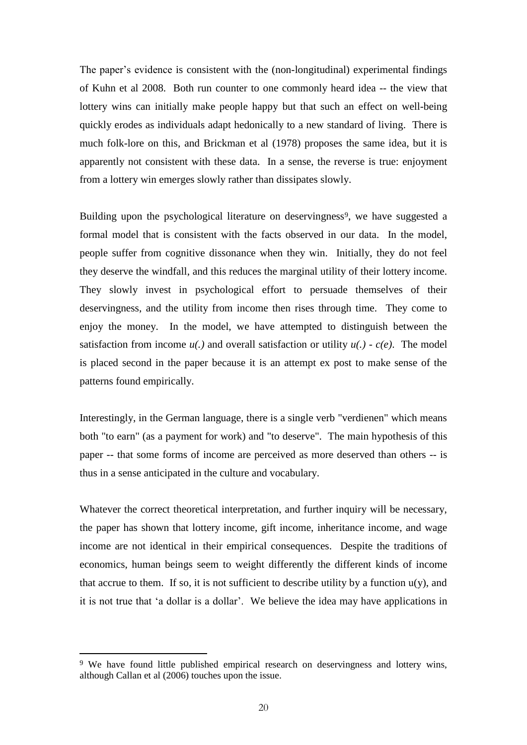The paper's evidence is consistent with the (non-longitudinal) experimental findings of Kuhn et al 2008. Both run counter to one commonly heard idea -- the view that lottery wins can initially make people happy but that such an effect on well-being quickly erodes as individuals adapt hedonically to a new standard of living. There is much folk-lore on this, and Brickman et al (1978) proposes the same idea, but it is apparently not consistent with these data. In a sense, the reverse is true: enjoyment from a lottery win emerges slowly rather than dissipates slowly.

Building upon the psychological literature on deservingness[9], we have suggested a formal model that is consistent with the facts observed in our data. In the model, people suffer from cognitive dissonance when they win. Initially, they do not feel they deserve the windfall, and this reduces the marginal utility of their lottery income. They slowly invest in psychological effort to persuade themselves of their deservingness, and the utility from income then rises through time. They come to enjoy the money. In the model, we have attempted to distinguish between the satisfaction from income $u(.)$ and overall satisfaction or utility $u(.) - c(e)$. The model is placed second in the paper because it is an attempt ex post to make sense of the patterns found empirically.

Interestingly, in the German language, there is a single verb "verdienen" which means both "to earn" (as a payment for work) and "to deserve". The main hypothesis of this paper -- that some forms of income are perceived as more deserved than others -- is thus in a sense anticipated in the culture and vocabulary.

Whatever the correct theoretical interpretation, and further inquiry will be necessary, the paper has shown that lottery income, gift income, inheritance income, and wage income are not identical in their empirical consequences. Despite the traditions of economics, human beings seem to weight differently the different kinds of income that accrue to them. If so, it is not sufficient to describe utility by a function $u(y)$, and it is not true that 'a dollar is a dollar'. We believe the idea may have applications in

[9] We have found little published empirical research on deservingness and lottery wins, although Callan et al (2006) touches upon the issue.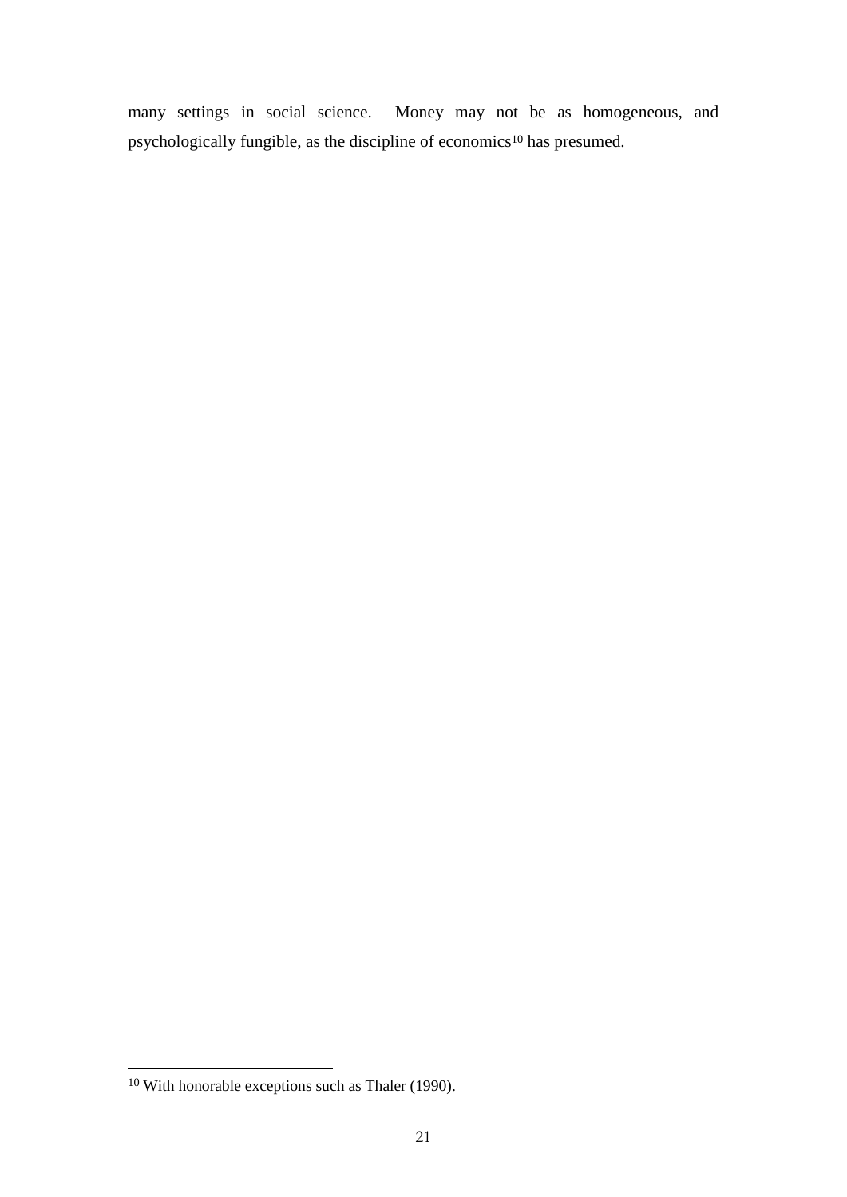many settings in social science. Money may not be as homogeneous, and psychologically fungible, as the discipline of economics[10] has presumed.

[10] With honorable exceptions such as Thaler (1990).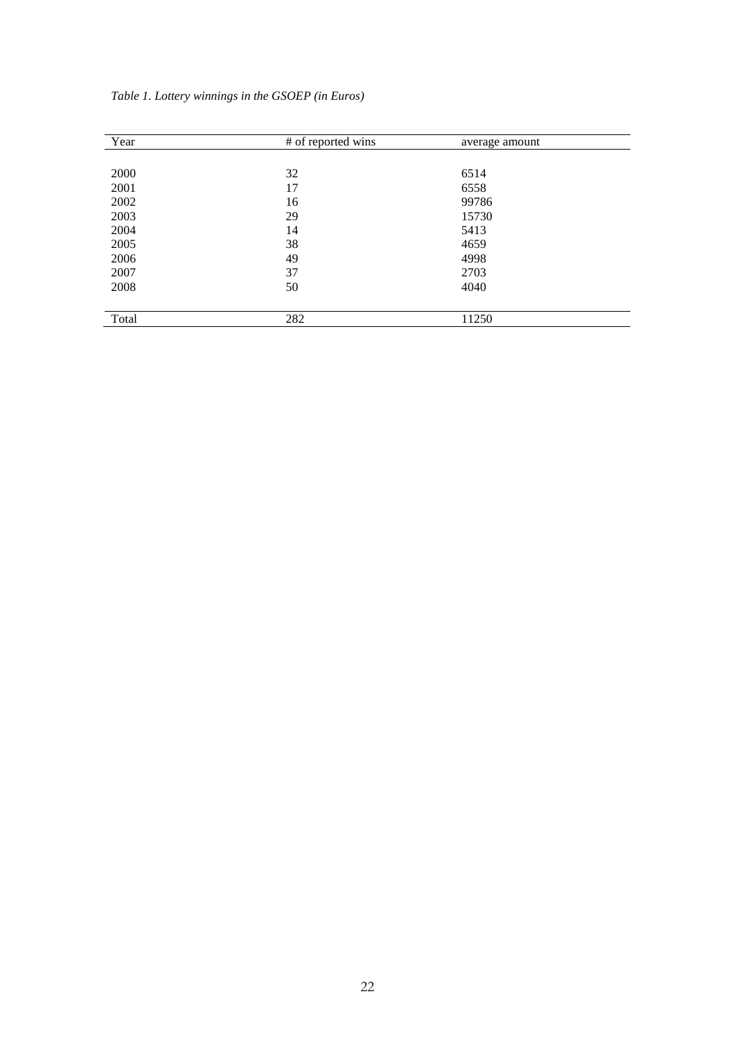*Table 1. Lottery winnings in the GSOEP (in Euros)*

| Year | # of reported wins | average amount |
|---|---|---|
| 2000 | 32 | 6514 |
| 2001 | 17 | 6558 |
| 2002 | 16 | 99786 |
| 2003 | 29 | 15730 |
| 2004 | 14 | 5413 |
| 2005 | 38 | 4659 |
| 2006 | 49 | 4998 |
| 2007 | 37 | 2703 |
| 2008 | 50 | 4040 |
| Total | 282 | 11250 |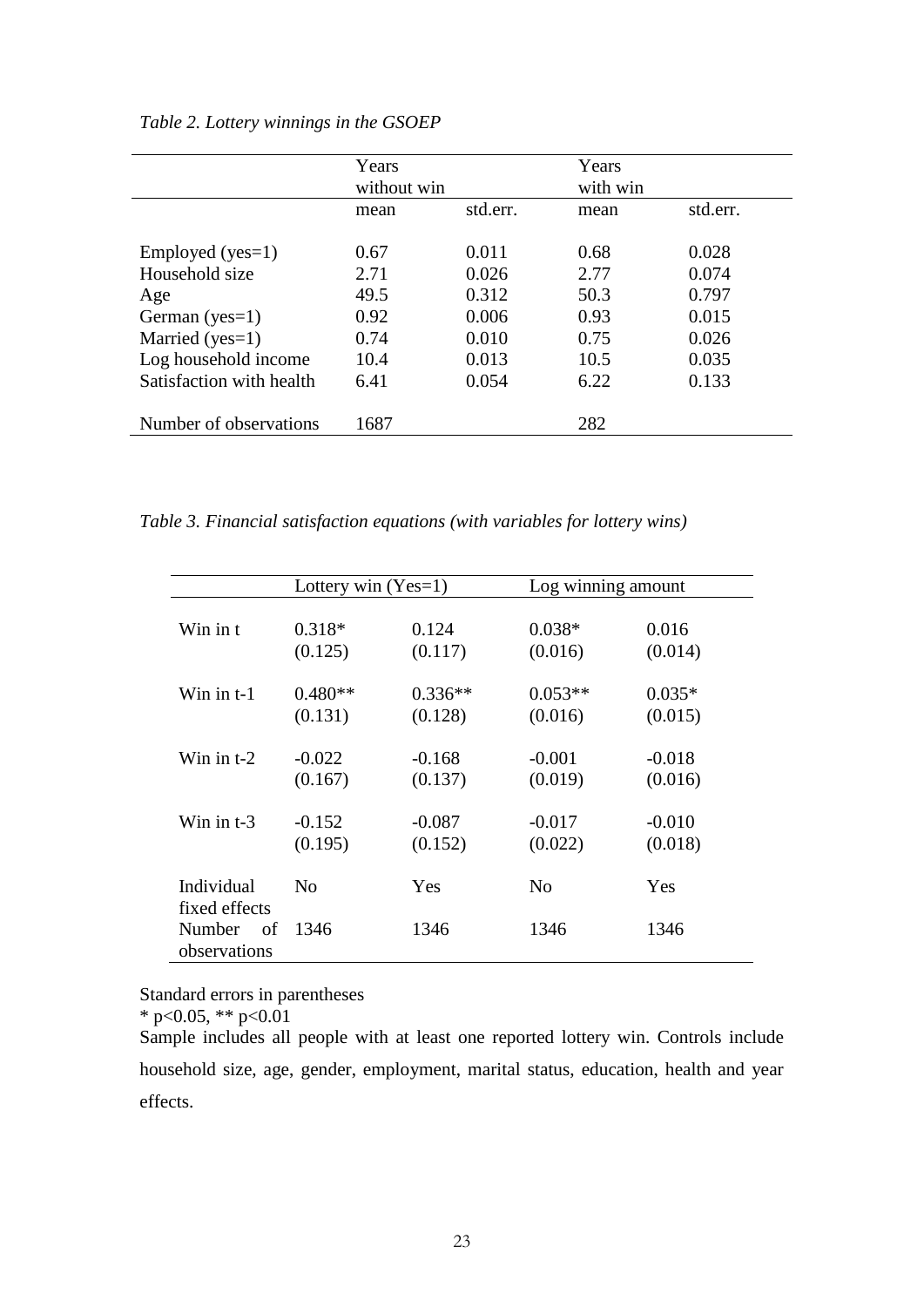*Table 2. Lottery winnings in the GSOEP*

| | Years without win | | Years with win | |
|---|---|---|---|---|
| | mean | std.err. | mean | std.err. |
| Employed (yes=1) | 0.67 | 0.011 | 0.68 | 0.028 |
| Household size | 2.71 | 0.026 | 2.77 | 0.074 |
| Age | 49.5 | 0.312 | 50.3 | 0.797 |
| German (yes=1) | 0.92 | 0.006 | 0.93 | 0.015 |
| Married (yes=1) | 0.74 | 0.010 | 0.75 | 0.026 |
| Log household income | 10.4 | 0.013 | 10.5 | 0.035 |
| Satisfaction with health | 6.41 | 0.054 | 6.22 | 0.133 |
| Number of observations | 1687 | | 282 | |

*Table 3. Financial satisfaction equations (with variables for lottery wins)*

| | Lottery win (Yes=1) | | Log winning amount | |
|---|---|---|---|---|
| Win in t | 0.318* | 0.124 | 0.038* | 0.016 |
| | (0.125) | (0.117) | (0.016) | (0.014) |
| Win in t-1 | 0.480** | 0.336** | 0.053** | 0.035* |
| | (0.131) | (0.128) | (0.016) | (0.015) |
| Win in t-2 | -0.022 | -0.168 | -0.001 | -0.018 |
| | (0.167) | (0.137) | (0.019) | (0.016) |
| Win in t-3 | -0.152 | -0.087 | -0.017 | -0.010 |
| | (0.195) | (0.152) | (0.022) | (0.018) |
| Individual fixed effects | No | Yes | No | Yes |
| Number of observations | 1346 | 1346 | 1346 | 1346 |

Standard errors in parentheses

\* $p<0.05$, ** $p<0.01$

Sample includes all people with at least one reported lottery win. Controls include household size, age, gender, employment, marital status, education, health and year effects.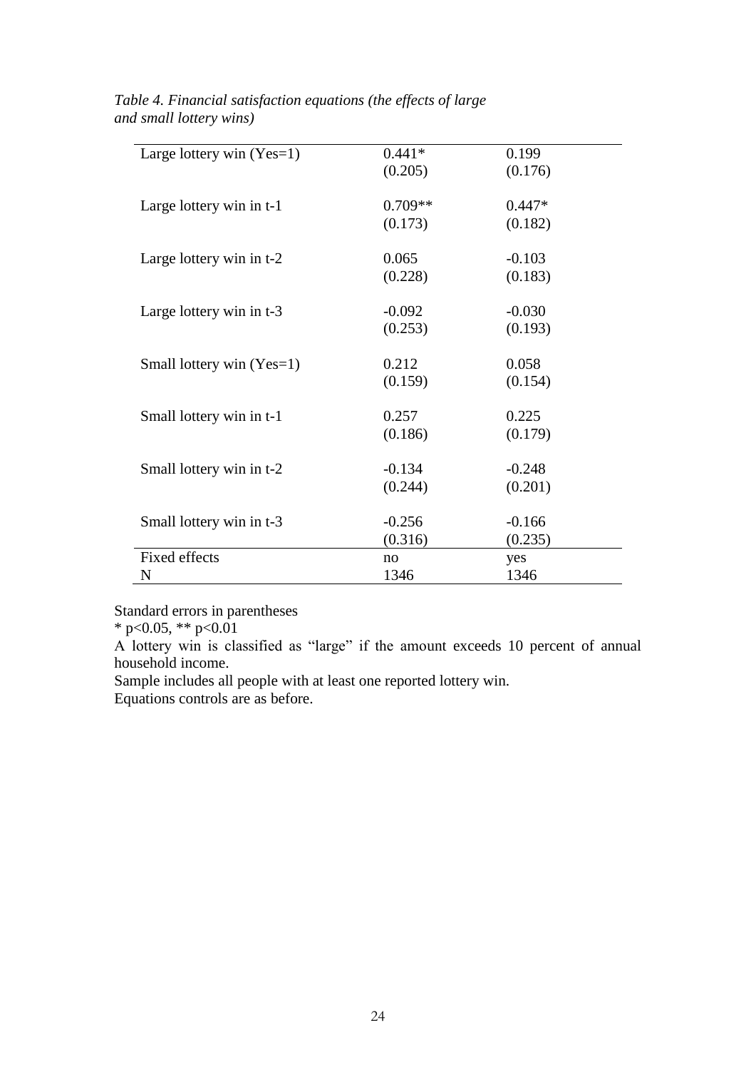*Table 4. Financial satisfaction equations (the effects of large and small lottery wins)*

| | | |
|---|---|---|
| Large lottery win (Yes=1) | 0.441* | 0.199 |
| | (0.205) | (0.176) |
| Large lottery win in t-1 | 0.709** | 0.447* |
| | (0.173) | (0.182) |
| Large lottery win in t-2 | 0.065 | -0.103 |
| | (0.228) | (0.183) |
| Large lottery win in t-3 | -0.092 | -0.030 |
| | (0.253) | (0.193) |
| Small lottery win (Yes=1) | 0.212 | 0.058 |
| | (0.159) | (0.154) |
| Small lottery win in t-1 | 0.257 | 0.225 |
| | (0.186) | (0.179) |
| Small lottery win in t-2 | -0.134 | -0.248 |
| | (0.244) | (0.201) |
| Small lottery win in t-3 | -0.256 | -0.166 |
| | (0.316) | (0.235) |
| Fixed effects | no | yes |
| N | 1346 | 1346 |

Standard errors in parentheses

* $p<0.05$, ** $p<0.01$

A lottery win is classified as "large" if the amount exceeds 10 percent of annual household income.

Sample includes all people with at least one reported lottery win.

Equations controls are as before.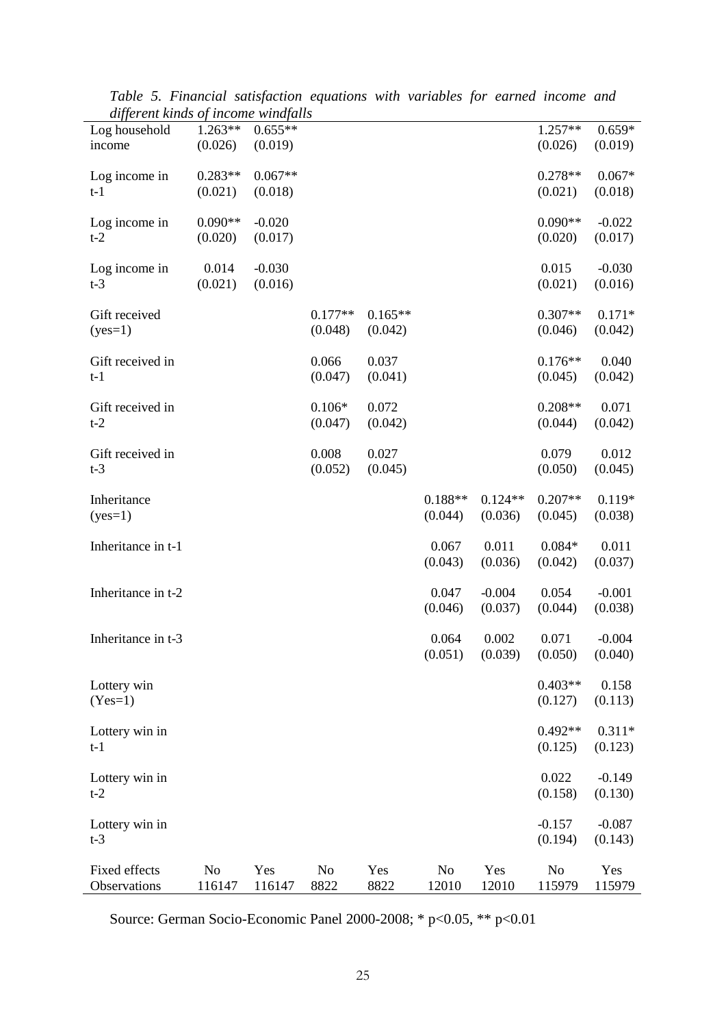*Table 5. Financial satisfaction equations with variables for earned income and different kinds of income windfalls*

| | | | | | | | | |
|---|---|---|---|---|---|---|---|---|
| Log household income | 1.263** (0.026) | 0.655** (0.019) | | | | | 1.257** (0.026) | 0.659* (0.019) |
| Log income in t-1 | 0.283** (0.021) | 0.067** (0.018) | | | | | 0.278** (0.021) | 0.067* (0.018) |
| Log income in t-2 | 0.090** (0.020) | -0.020 (0.017) | | | | | 0.090** (0.020) | -0.022 (0.017) |
| Log income in t-3 | 0.014 (0.021) | -0.030 (0.016) | | | | | 0.015 (0.021) | -0.030 (0.016) |
| Gift received (yes=1) | | | 0.177** (0.048) | 0.165** (0.042) | | | 0.307** (0.046) | 0.171* (0.042) |
| Gift received in t-1 | | | 0.066 (0.047) | 0.037 (0.041) | | | 0.176** (0.045) | 0.040 (0.042) |
| Gift received in t-2 | | | 0.106* (0.047) | 0.072 (0.042) | | | 0.208** (0.044) | 0.071 (0.042) |
| Gift received in t-3 | | | 0.008 (0.052) | 0.027 (0.045) | | | 0.079 (0.050) | 0.012 (0.045) |
| Inheritance (yes=1) | | | | | 0.188** (0.044) | 0.124** (0.036) | 0.207** (0.045) | 0.119* (0.038) |
| Inheritance in t-1 | | | | | 0.067 (0.043) | 0.011 (0.036) | 0.084* (0.042) | 0.011 (0.037) |
| Inheritance in t-2 | | | | | 0.047 (0.046) | -0.004 (0.037) | 0.054 (0.044) | -0.001 (0.038) |
| Inheritance in t-3 | | | | | 0.064 (0.051) | 0.002 (0.039) | 0.071 (0.050) | -0.004 (0.040) |
| Lottery win (Yes=1) | | | | | | | 0.403** (0.127) | 0.158 (0.113) |
| Lottery win in t-1 | | | | | | | 0.492** (0.125) | 0.311* (0.123) |
| Lottery win in t-2 | | | | | | | 0.022 (0.158) | -0.149 (0.130) |
| Lottery win in t-3 | | | | | | | -0.157 (0.194) | -0.087 (0.143) |
| Fixed effects | No | Yes | No | Yes | No | Yes | No | Yes |
| Observations | 116147 | 116147 | 8822 | 8822 | 12010 | 12010 | 115979 | 115979 |

Source: German Socio-Economic Panel 2000-2008; * p<0.05, ** p<0.01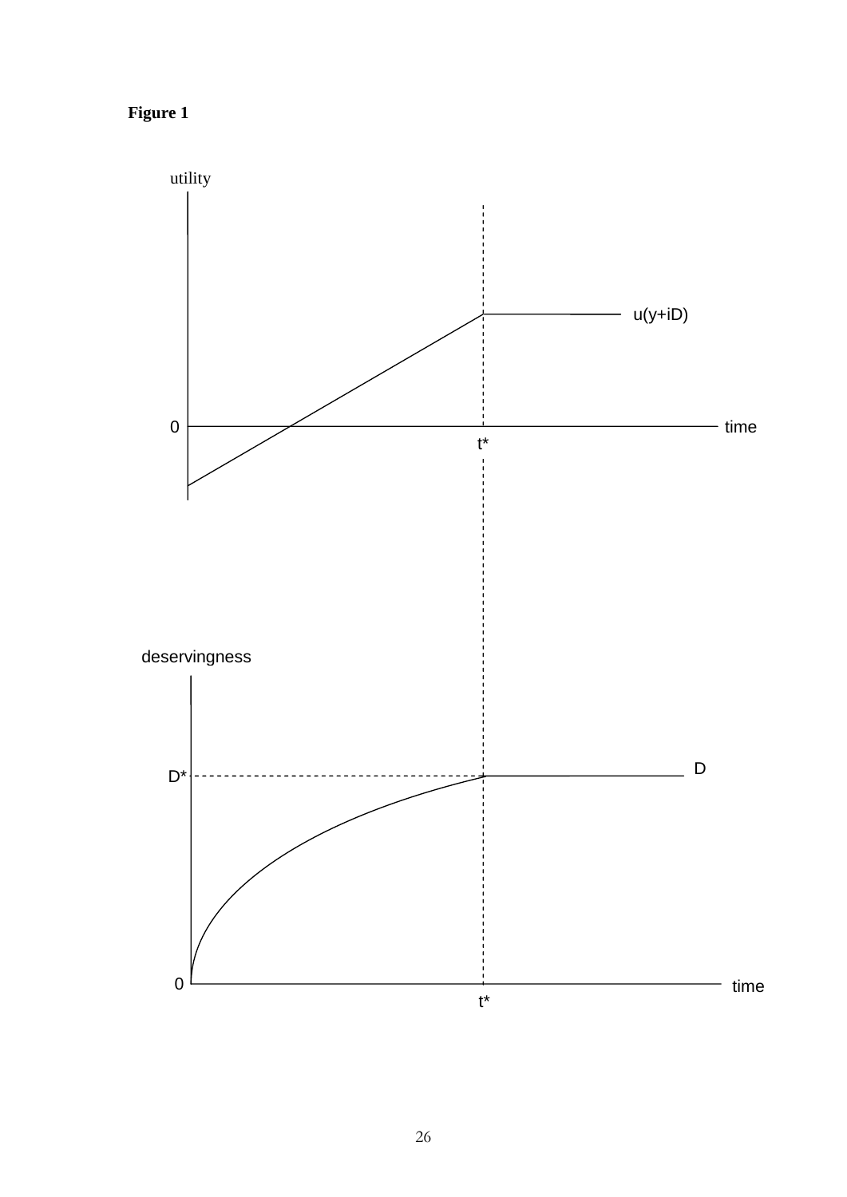**Figure 1**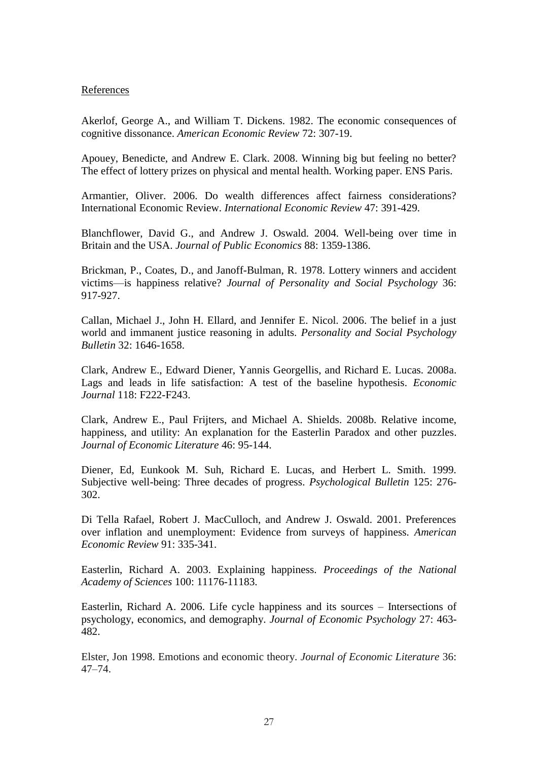References

Akerlof, George A., and William T. Dickens. 1982. The economic consequences of cognitive dissonance. *American Economic Review* 72: 307-19.

Apouey, Benedicte, and Andrew E. Clark. 2008. Winning big but feeling no better? The effect of lottery prizes on physical and mental health. Working paper. ENS Paris.

Armantier, Oliver. 2006. Do wealth differences affect fairness considerations? International Economic Review. *International Economic Review* 47: 391-429.

Blanchflower, David G., and Andrew J. Oswald. 2004. Well-being over time in Britain and the USA. *Journal of Public Economics* 88: 1359-1386.

Brickman, P., Coates, D., and Janoff-Bulman, R. 1978. Lottery winners and accident victims—is happiness relative? *Journal of Personality and Social Psychology* 36: 917-927.

Callan, Michael J., John H. Ellard, and Jennifer E. Nicol. 2006. The belief in a just world and immanent justice reasoning in adults. *Personality and Social Psychology Bulletin* 32: 1646-1658.

Clark, Andrew E., Edward Diener, Yannis Georgellis, and Richard E. Lucas. 2008a. Lags and leads in life satisfaction: A test of the baseline hypothesis. *Economic Journal* 118: F222-F243.

Clark, Andrew E., Paul Frijters, and Michael A. Shields. 2008b. Relative income, happiness, and utility: An explanation for the Easterlin Paradox and other puzzles. *Journal of Economic Literature* 46: 95-144.

Diener, Ed, Eunkook M. Suh, Richard E. Lucas, and Herbert L. Smith. 1999. Subjective well-being: Three decades of progress. *Psychological Bulletin* 125: 276-302.

Di Tella Rafael, Robert J. MacCulloch, and Andrew J. Oswald. 2001. Preferences over inflation and unemployment: Evidence from surveys of happiness. *American Economic Review* 91: 335-341.

Easterlin, Richard A. 2003. Explaining happiness. *Proceedings of the National Academy of Sciences* 100: 11176-11183.

Easterlin, Richard A. 2006. Life cycle happiness and its sources – Intersections of psychology, economics, and demography. *Journal of Economic Psychology* 27: 463-482.

Elster, Jon 1998. Emotions and economic theory. *Journal of Economic Literature* 36: 47–74.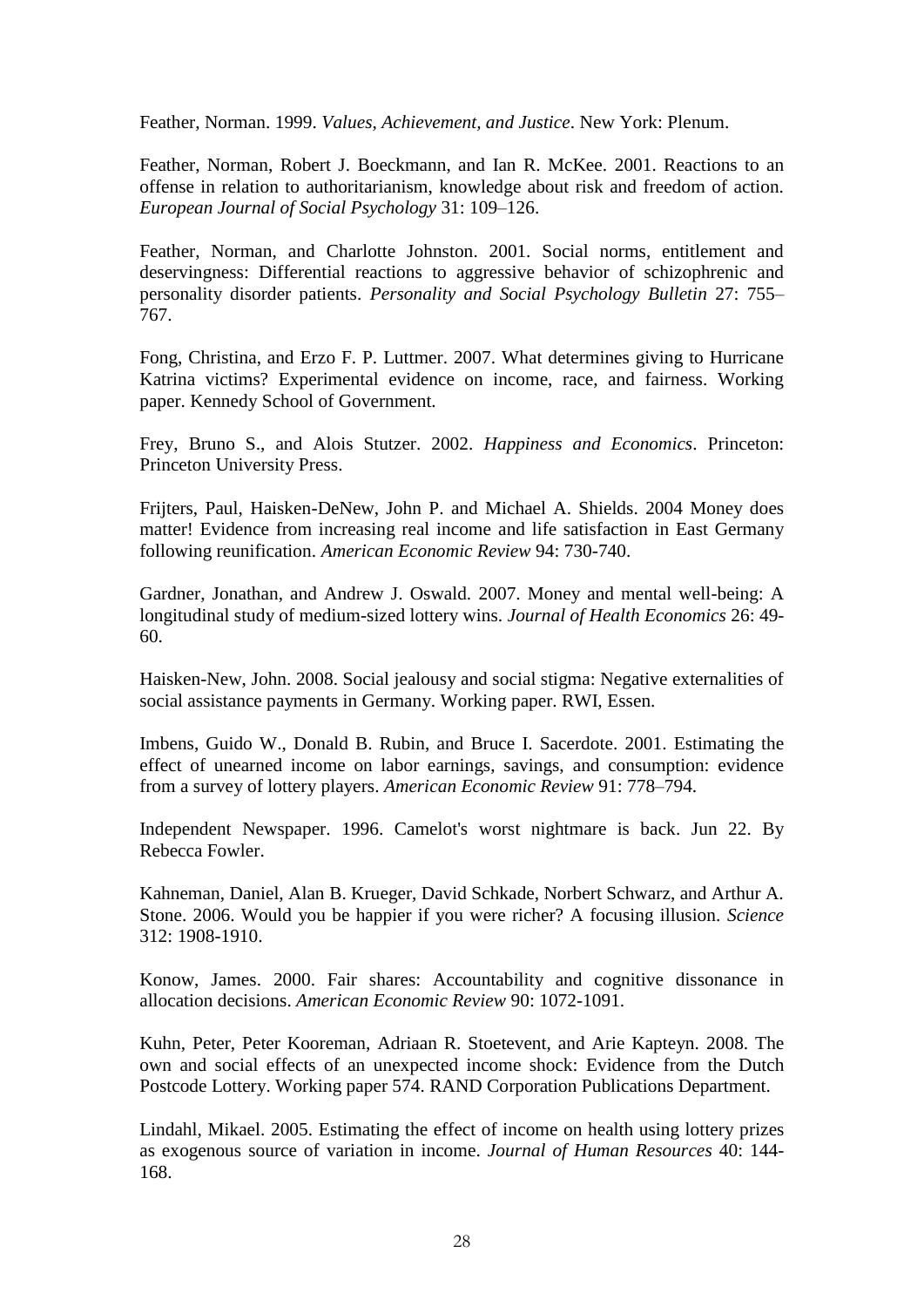Feather, Norman. 1999. *Values, Achievement, and Justice*. New York: Plenum.

Feather, Norman, Robert J. Boeckmann, and Ian R. McKee. 2001. Reactions to an offense in relation to authoritarianism, knowledge about risk and freedom of action. *European Journal of Social Psychology* 31: 109–126.

Feather, Norman, and Charlotte Johnston. 2001. Social norms, entitlement and deservingness: Differential reactions to aggressive behavior of schizophrenic and personality disorder patients. *Personality and Social Psychology Bulletin* 27: 755–767.

Fong, Christina, and Erzo F. P. Luttmer. 2007. What determines giving to Hurricane Katrina victims? Experimental evidence on income, race, and fairness. Working paper. Kennedy School of Government.

Frey, Bruno S., and Alois Stutzer. 2002. *Happiness and Economics*. Princeton: Princeton University Press.

Frijters, Paul, Haisken-DeNew, John P. and Michael A. Shields. 2004 Money does matter! Evidence from increasing real income and life satisfaction in East Germany following reunification. *American Economic Review* 94: 730-740.

Gardner, Jonathan, and Andrew J. Oswald. 2007. Money and mental well-being: A longitudinal study of medium-sized lottery wins. *Journal of Health Economics* 26: 49-60.

Haisken-New, John. 2008. Social jealousy and social stigma: Negative externalities of social assistance payments in Germany. Working paper. RWI, Essen.

Imbens, Guido W., Donald B. Rubin, and Bruce I. Sacerdote. 2001. Estimating the effect of unearned income on labor earnings, savings, and consumption: evidence from a survey of lottery players. *American Economic Review* 91: 778–794.

Independent Newspaper. 1996. Camelot's worst nightmare is back. Jun 22. By Rebecca Fowler.

Kahneman, Daniel, Alan B. Krueger, David Schkade, Norbert Schwarz, and Arthur A. Stone. 2006. Would you be happier if you were richer? A focusing illusion. *Science* 312: 1908-1910.

Konow, James. 2000. Fair shares: Accountability and cognitive dissonance in allocation decisions. *American Economic Review* 90: 1072-1091.

Kuhn, Peter, Peter Kooreman, Adriaan R. Stoetevent, and Arie Kapteyn. 2008. The own and social effects of an unexpected income shock: Evidence from the Dutch Postcode Lottery. Working paper 574. RAND Corporation Publications Department.

Lindahl, Mikael. 2005. Estimating the effect of income on health using lottery prizes as exogenous source of variation in income. *Journal of Human Resources* 40: 144-168.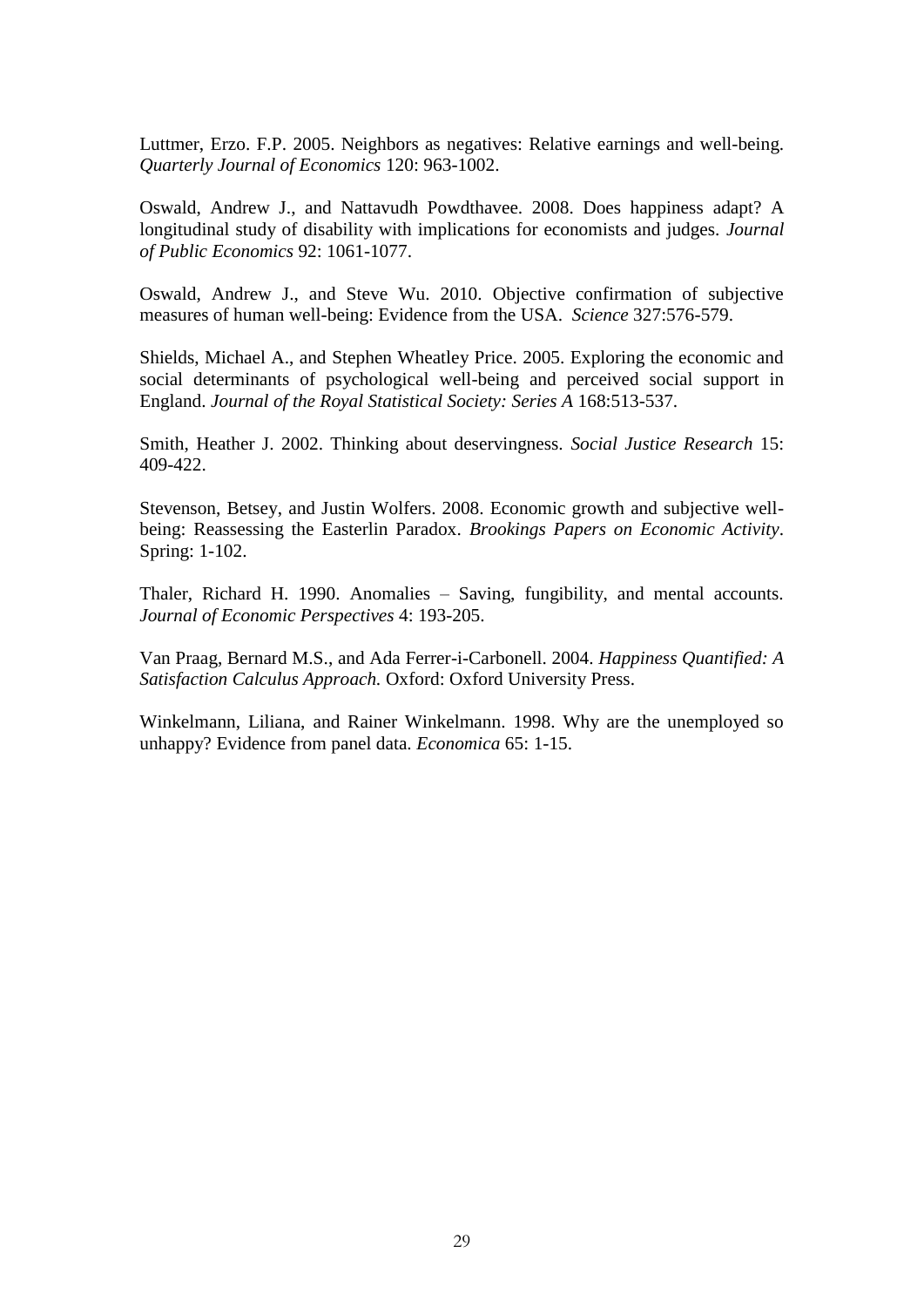Luttmer, Erzo. F.P. 2005. Neighbors as negatives: Relative earnings and well-being. *Quarterly Journal of Economics* 120: 963-1002.

Oswald, Andrew J., and Nattavudh Powdthavee. 2008. Does happiness adapt? A longitudinal study of disability with implications for economists and judges. *Journal of Public Economics* 92: 1061-1077.

Oswald, Andrew J., and Steve Wu. 2010. Objective confirmation of subjective measures of human well-being: Evidence from the USA. *Science* 327:576-579.

Shields, Michael A., and Stephen Wheatley Price. 2005. Exploring the economic and social determinants of psychological well-being and perceived social support in England. *Journal of the Royal Statistical Society: Series A* 168:513-537.

Smith, Heather J. 2002. Thinking about deservingness. *Social Justice Research* 15: 409-422.

Stevenson, Betsey, and Justin Wolfers. 2008. Economic growth and subjective well-being: Reassessing the Easterlin Paradox. *Brookings Papers on Economic Activity*. Spring: 1-102.

Thaler, Richard H. 1990. Anomalies – Saving, fungibility, and mental accounts. *Journal of Economic Perspectives* 4: 193-205.

Van Praag, Bernard M.S., and Ada Ferrer-i-Carbonell. 2004. *Happiness Quantified: A Satisfaction Calculus Approach.* Oxford: Oxford University Press.

Winkelmann, Liliana, and Rainer Winkelmann. 1998. Why are the unemployed so unhappy? Evidence from panel data. *Economica* 65: 1-15.